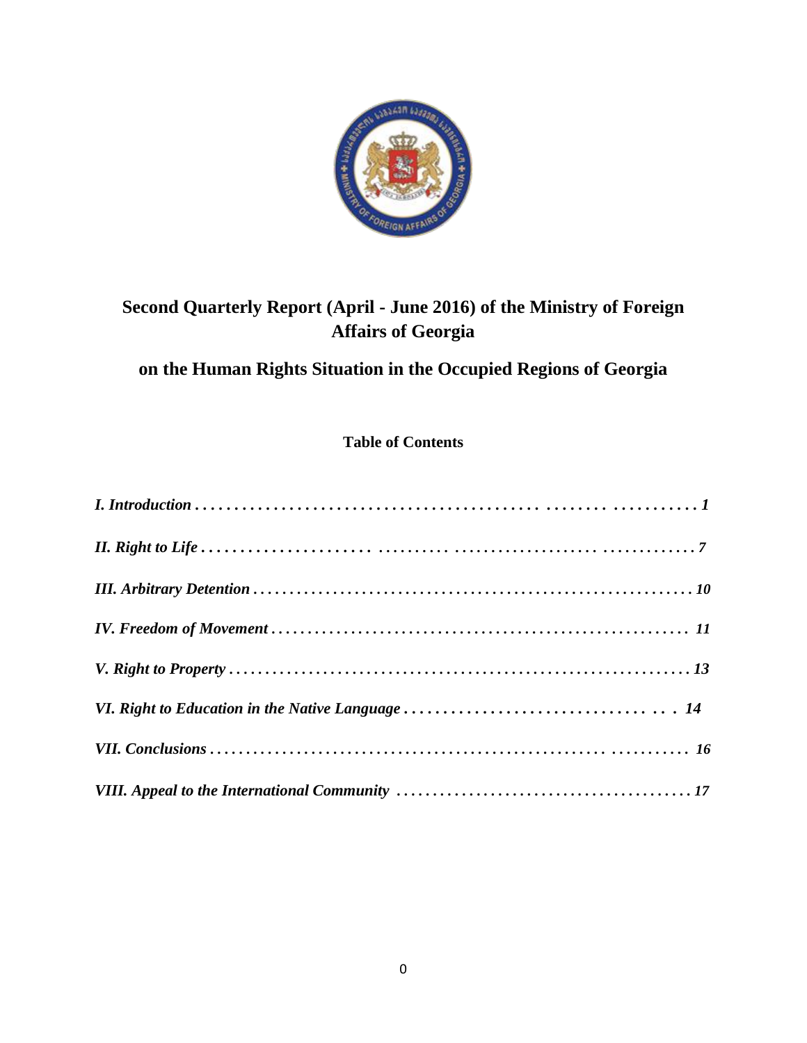# Second Quarterly Report (April - June 2016) of the Ministry of Foreign Affairs of Georgia

## on the Human Rights Situation in the Occupied Regions of Georgia

### Table of Contents

*I. Introduction . . . . . . . . . . . . . . . . . . . . . . . . . . . . . . . . . . . . . . . . . . . . . . . . . . . . . . . . . . . . 1*

*II. Right to Life . . . . . . . . . . . . . . . . . . . . . . . . . . . . . . . . . . . . . . . . . . . . . . . . . . . . . . . . . . . . 7*

*III. Arbitrary Detention . . . . . . . . . . . . . . . . . . . . . . . . . . . . . . . . . . . . . . . . . . . . . . . . . . . . . . . 10*

*IV. Freedom of Movement . . . . . . . . . . . . . . . . . . . . . . . . . . . . . . . . . . . . . . . . . . . . . . . . . . . . . 11*

*V. Right to Property . . . . . . . . . . . . . . . . . . . . . . . . . . . . . . . . . . . . . . . . . . . . . . . . . . . . . . . . . 13*

*VI. Right to Education in the Native Language . . . . . . . . . . . . . . . . . . . . . . . . . . . . . . . . . . 14*

*VII. Conclusions . . . . . . . . . . . . . . . . . . . . . . . . . . . . . . . . . . . . . . . . . . . . . . . . . . . . . . . . . . . 16*

*VIII. Appeal to the International Community . . . . . . . . . . . . . . . . . . . . . . . . . . . . . . . . . . . . . 17*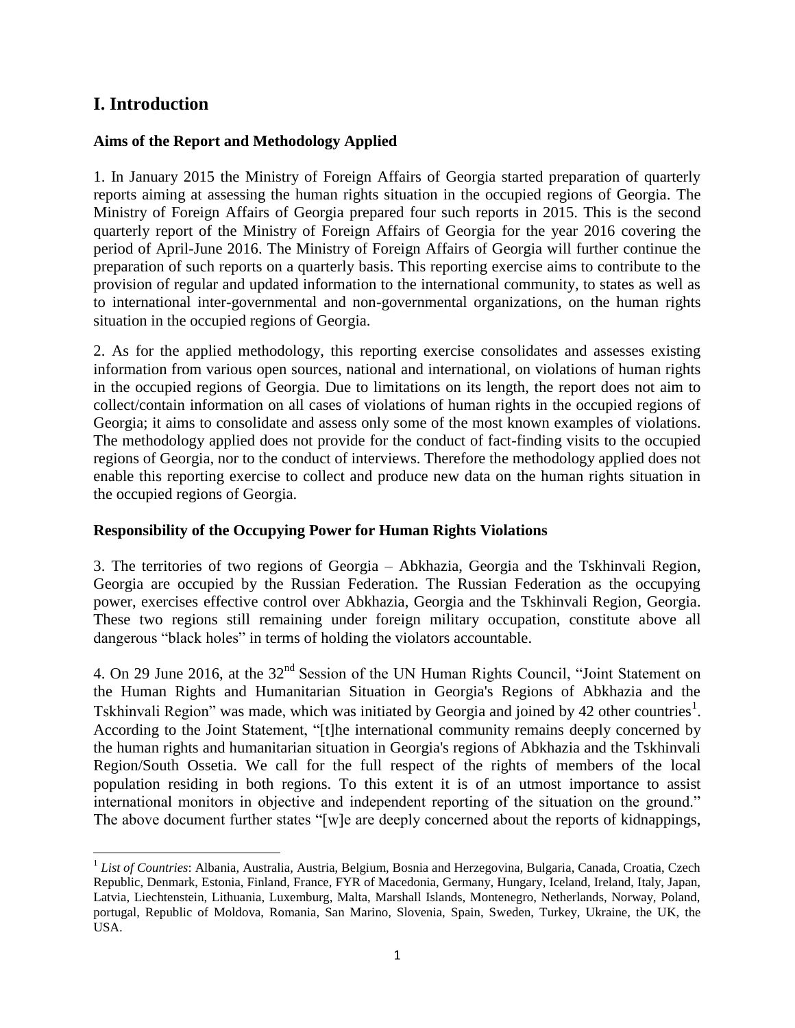# I. Introduction

### Aims of the Report and Methodology Applied

1. In January 2015 the Ministry of Foreign Affairs of Georgia started preparation of quarterly reports aiming at assessing the human rights situation in the occupied regions of Georgia. The Ministry of Foreign Affairs of Georgia prepared four such reports in 2015. This is the second quarterly report of the Ministry of Foreign Affairs of Georgia for the year 2016 covering the period of April-June 2016. The Ministry of Foreign Affairs of Georgia will further continue the preparation of such reports on a quarterly basis. This reporting exercise aims to contribute to the provision of regular and updated information to the international community, to states as well as to international inter-governmental and non-governmental organizations, on the human rights situation in the occupied regions of Georgia.

2. As for the applied methodology, this reporting exercise consolidates and assesses existing information from various open sources, national and international, on violations of human rights in the occupied regions of Georgia. Due to limitations on its length, the report does not aim to collect/contain information on all cases of violations of human rights in the occupied regions of Georgia; it aims to consolidate and assess only some of the most known examples of violations. The methodology applied does not provide for the conduct of fact-finding visits to the occupied regions of Georgia, nor to the conduct of interviews. Therefore the methodology applied does not enable this reporting exercise to collect and produce new data on the human rights situation in the occupied regions of Georgia.

### Responsibility of the Occupying Power for Human Rights Violations

3. The territories of two regions of Georgia – Abkhazia, Georgia and the Tskhinvali Region, Georgia are occupied by the Russian Federation. The Russian Federation as the occupying power, exercises effective control over Abkhazia, Georgia and the Tskhinvali Region, Georgia. These two regions still remaining under foreign military occupation, constitute above all dangerous "black holes" in terms of holding the violators accountable.

4. On 29 June 2016, at the 32nd Session of the UN Human Rights Council, "Joint Statement on the Human Rights and Humanitarian Situation in Georgia's Regions of Abkhazia and the Tskhinvali Region" was made, which was initiated by Georgia and joined by 42 other countries[1]. According to the Joint Statement, "[t]he international community remains deeply concerned by the human rights and humanitarian situation in Georgia's regions of Abkhazia and the Tskhinvali Region/South Ossetia. We call for the full respect of the rights of members of the local population residing in both regions. To this extent it is of an utmost importance to assist international monitors in objective and independent reporting of the situation on the ground." The above document further states "[w]e are deeply concerned about the reports of kidnappings,

[1] *List of Countries*: Albania, Australia, Austria, Belgium, Bosnia and Herzegovina, Bulgaria, Canada, Croatia, Czech Republic, Denmark, Estonia, Finland, France, FYR of Macedonia, Germany, Hungary, Iceland, Ireland, Italy, Japan, Latvia, Liechtenstein, Lithuania, Luxemburg, Malta, Marshall Islands, Montenegro, Netherlands, Norway, Poland, portugal, Republic of Moldova, Romania, San Marino, Slovenia, Spain, Sweden, Turkey, Ukraine, the UK, the USA.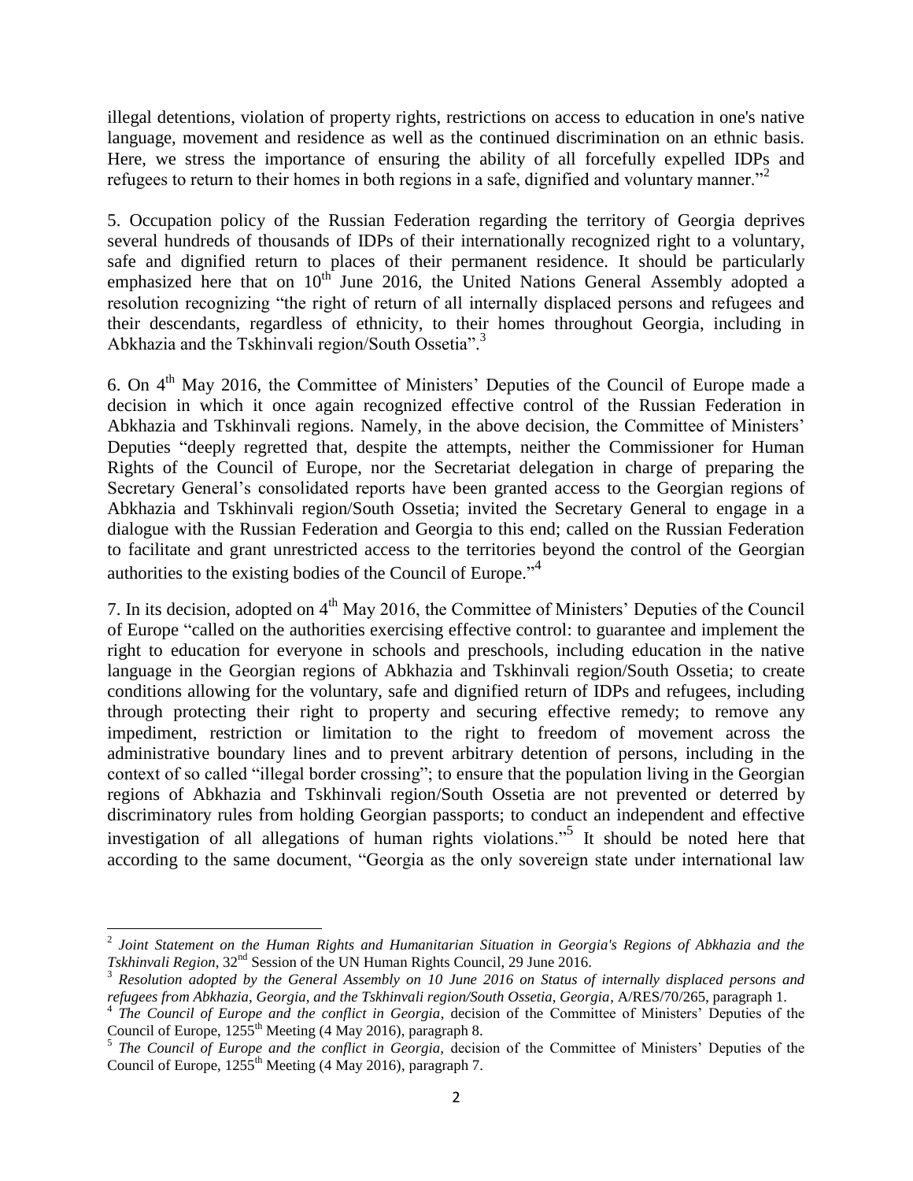illegal detentions, violation of property rights, restrictions on access to education in one's native language, movement and residence as well as the continued discrimination on an ethnic basis. Here, we stress the importance of ensuring the ability of all forcefully expelled IDPs and refugees to return to their homes in both regions in a safe, dignified and voluntary manner."[2]

5. Occupation policy of the Russian Federation regarding the territory of Georgia deprives several hundreds of thousands of IDPs of their internationally recognized right to a voluntary, safe and dignified return to places of their permanent residence. It should be particularly emphasized here that on 10th June 2016, the United Nations General Assembly adopted a resolution recognizing "the right of return of all internally displaced persons and refugees and their descendants, regardless of ethnicity, to their homes throughout Georgia, including in Abkhazia and the Tskhinvali region/South Ossetia".[3]

6. On 4th May 2016, the Committee of Ministers' Deputies of the Council of Europe made a decision in which it once again recognized effective control of the Russian Federation in Abkhazia and Tskhinvali regions. Namely, in the above decision, the Committee of Ministers' Deputies "deeply regretted that, despite the attempts, neither the Commissioner for Human Rights of the Council of Europe, nor the Secretariat delegation in charge of preparing the Secretary General's consolidated reports have been granted access to the Georgian regions of Abkhazia and Tskhinvali region/South Ossetia; invited the Secretary General to engage in a dialogue with the Russian Federation and Georgia to this end; called on the Russian Federation to facilitate and grant unrestricted access to the territories beyond the control of the Georgian authorities to the existing bodies of the Council of Europe."[4]

7. In its decision, adopted on 4th May 2016, the Committee of Ministers' Deputies of the Council of Europe "called on the authorities exercising effective control: to guarantee and implement the right to education for everyone in schools and preschools, including education in the native language in the Georgian regions of Abkhazia and Tskhinvali region/South Ossetia; to create conditions allowing for the voluntary, safe and dignified return of IDPs and refugees, including through protecting their right to property and securing effective remedy; to remove any impediment, restriction or limitation to the right to freedom of movement across the administrative boundary lines and to prevent arbitrary detention of persons, including in the context of so called "illegal border crossing"; to ensure that the population living in the Georgian regions of Abkhazia and Tskhinvali region/South Ossetia are not prevented or deterred by discriminatory rules from holding Georgian passports; to conduct an independent and effective investigation of all allegations of human rights violations."[5] It should be noted here that according to the same document, "Georgia as the only sovereign state under international law

---

[2] *Joint Statement on the Human Rights and Humanitarian Situation in Georgia's Regions of Abkhazia and the Tskhinvali Region*, 32nd Session of the UN Human Rights Council, 29 June 2016.

[3] *Resolution adopted by the General Assembly on 10 June 2016 on Status of internally displaced persons and refugees from Abkhazia, Georgia, and the Tskhinvali region/South Ossetia, Georgia*, A/RES/70/265, paragraph 1.

[4] *The Council of Europe and the conflict in Georgia*, decision of the Committee of Ministers' Deputies of the Council of Europe, 1255th Meeting (4 May 2016), paragraph 8.

[5] *The Council of Europe and the conflict in Georgia,* decision of the Committee of Ministers' Deputies of the Council of Europe, 1255th Meeting (4 May 2016), paragraph 7.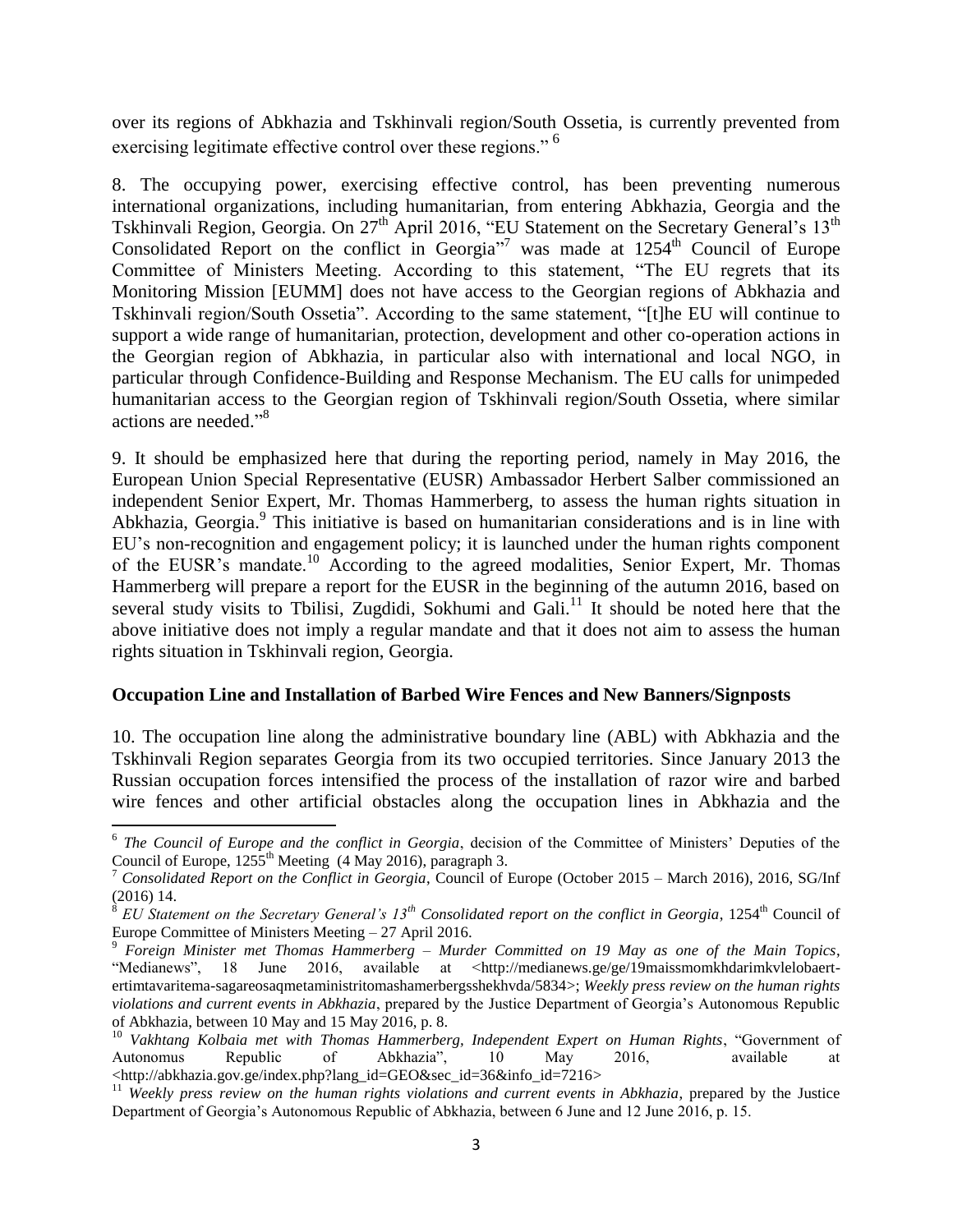over its regions of Abkhazia and Tskhinvali region/South Ossetia, is currently prevented from exercising legitimate effective control over these regions." [6]

8. The occupying power, exercising effective control, has been preventing numerous international organizations, including humanitarian, from entering Abkhazia, Georgia and the Tskhinvali Region, Georgia. On 27th April 2016, "EU Statement on the Secretary General's 13th Consolidated Report on the conflict in Georgia"[7] was made at 1254th Council of Europe Committee of Ministers Meeting. According to this statement, "The EU regrets that its Monitoring Mission [EUMM] does not have access to the Georgian regions of Abkhazia and Tskhinvali region/South Ossetia". According to the same statement, "[t]he EU will continue to support a wide range of humanitarian, protection, development and other co-operation actions in the Georgian region of Abkhazia, in particular also with international and local NGO, in particular through Confidence-Building and Response Mechanism. The EU calls for unimpeded humanitarian access to the Georgian region of Tskhinvali region/South Ossetia, where similar actions are needed."[8]

9. It should be emphasized here that during the reporting period, namely in May 2016, the European Union Special Representative (EUSR) Ambassador Herbert Salber commissioned an independent Senior Expert, Mr. Thomas Hammerberg, to assess the human rights situation in Abkhazia, Georgia.[9] This initiative is based on humanitarian considerations and is in line with EU's non-recognition and engagement policy; it is launched under the human rights component of the EUSR's mandate.[10] According to the agreed modalities, Senior Expert, Mr. Thomas Hammerberg will prepare a report for the EUSR in the beginning of the autumn 2016, based on several study visits to Tbilisi, Zugdidi, Sokhumi and Gali.[11] It should be noted here that the above initiative does not imply a regular mandate and that it does not aim to assess the human rights situation in Tskhinvali region, Georgia.

**Occupation Line and Installation of Barbed Wire Fences and New Banners/Signposts**

10. The occupation line along the administrative boundary line (ABL) with Abkhazia and the Tskhinvali Region separates Georgia from its two occupied territories. Since January 2013 the Russian occupation forces intensified the process of the installation of razor wire and barbed wire fences and other artificial obstacles along the occupation lines in Abkhazia and the

---

[6] *The Council of Europe and the conflict in Georgia*, decision of the Committee of Ministers' Deputies of the Council of Europe, 1255th Meeting (4 May 2016), paragraph 3.

[7] *Consolidated Report on the Conflict in Georgia*, Council of Europe (October 2015 – March 2016), 2016, SG/Inf (2016) 14.

[8] *EU Statement on the Secretary General's 13th Consolidated report on the conflict in Georgia*, 1254th Council of Europe Committee of Ministers Meeting – 27 April 2016.

[9] *Foreign Minister met Thomas Hammerberg – Murder Committed on 19 May as one of the Main Topics*, "Medianews", 18 June 2016, available at <http://medianews.ge/ge/19maissmomkhdarimkvlelobaert-ertimtavaritema-sagareosaqmetaministritomashamerbergsshekhvda/5834>; *Weekly press review on the human rights violations and current events in Abkhazia*, prepared by the Justice Department of Georgia's Autonomous Republic of Abkhazia, between 10 May and 15 May 2016, p. 8.

[10] *Vakhtang Kolbaia met with Thomas Hammerberg, Independent Expert on Human Rights*, "Government of Autonomus Republic of Abkhazia", 10 May 2016, available at <http://abkhazia.gov.ge/index.php?lang_id=GEO&sec_id=36&info_id=7216>

[11] *Weekly press review on the human rights violations and current events in Abkhazia*, prepared by the Justice Department of Georgia's Autonomous Republic of Abkhazia, between 6 June and 12 June 2016, p. 15.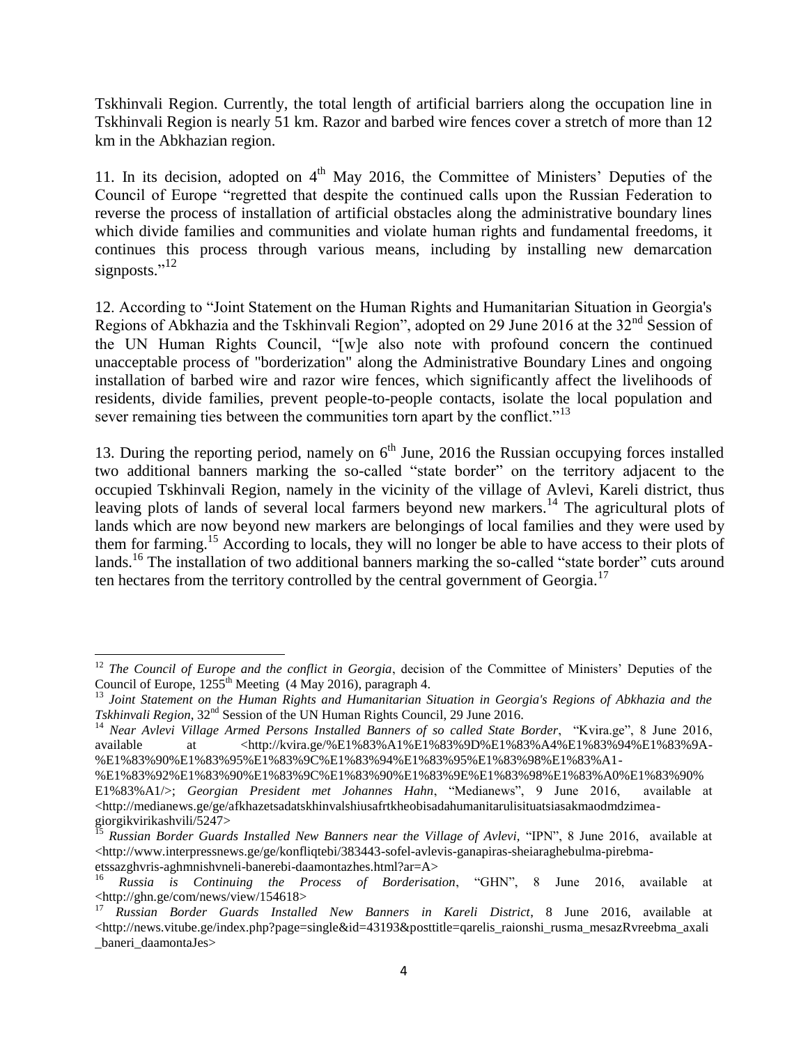Tskhinvali Region. Currently, the total length of artificial barriers along the occupation line in Tskhinvali Region is nearly 51 km. Razor and barbed wire fences cover a stretch of more than 12 km in the Abkhazian region.

11. In its decision, adopted on 4th May 2016, the Committee of Ministers' Deputies of the Council of Europe "regretted that despite the continued calls upon the Russian Federation to reverse the process of installation of artificial obstacles along the administrative boundary lines which divide families and communities and violate human rights and fundamental freedoms, it continues this process through various means, including by installing new demarcation signposts."[12]

12. According to "Joint Statement on the Human Rights and Humanitarian Situation in Georgia's Regions of Abkhazia and the Tskhinvali Region", adopted on 29 June 2016 at the 32nd Session of the UN Human Rights Council, "[w]e also note with profound concern the continued unacceptable process of "borderization" along the Administrative Boundary Lines and ongoing installation of barbed wire and razor wire fences, which significantly affect the livelihoods of residents, divide families, prevent people-to-people contacts, isolate the local population and sever remaining ties between the communities torn apart by the conflict."[13]

13. During the reporting period, namely on 6th June, 2016 the Russian occupying forces installed two additional banners marking the so-called "state border" on the territory adjacent to the occupied Tskhinvali Region, namely in the vicinity of the village of Avlevi, Kareli district, thus leaving plots of lands of several local farmers beyond new markers.[14] The agricultural plots of lands which are now beyond new markers are belongings of local families and they were used by them for farming.[15] According to locals, they will no longer be able to have access to their plots of lands.[16] The installation of two additional banners marking the so-called "state border" cuts around ten hectares from the territory controlled by the central government of Georgia.[17]

---

[12] *The Council of Europe and the conflict in Georgia*, decision of the Committee of Ministers' Deputies of the Council of Europe, 1255th Meeting (4 May 2016), paragraph 4.

[13] *Joint Statement on the Human Rights and Humanitarian Situation in Georgia's Regions of Abkhazia and the Tskhinvali Region*, 32nd Session of the UN Human Rights Council, 29 June 2016.

[14] *Near Avlevi Village Armed Persons Installed Banners of so called State Border*, "Kvira.ge", 8 June 2016, available at <http://kvira.ge/%E1%83%A1%E1%83%9D%E1%83%A4%E1%83%94%E1%83%9A-%E1%83%90%E1%83%95%E1%83%9C%E1%83%94%E1%83%95%E1%83%98%E1%83%A1-%E1%83%92%E1%83%90%E1%83%9C%E1%83%90%E1%83%9E%E1%83%98%E1%83%A0%E1%83%90%E1%83%A1/>; *Georgian President met Johannes Hahn*, "Medianews", 9 June 2016, available at <http://medianews.ge/ge/afkhazetsadatskhinvalshiusafrtkheobisadahumanitarulisituatsiasakmaodmdzimea-giorgikvirikashvili/5247>

[15] *Russian Border Guards Installed New Banners near the Village of Avlevi*, "IPN", 8 June 2016, available at <http://www.interpressnews.ge/ge/konfliqtebi/383443-sofel-avlevis-ganapiras-sheiaraghebulma-pirebma-etssazghvris-aghmnishvneli-banerebi-daamontazhes.html?ar=A>

[16] *Russia is Continuing the Process of Borderisation*, "GHN", 8 June 2016, available at <http://ghn.ge/com/news/view/154618>

[17] *Russian Border Guards Installed New Banners in Kareli District*, 8 June 2016, available at <http://news.vitube.ge/index.php?page=single&id=43193&posttitle=qarelis_raionshi_rusma_mesazRvreebma_axali_baneri_daamontaJes>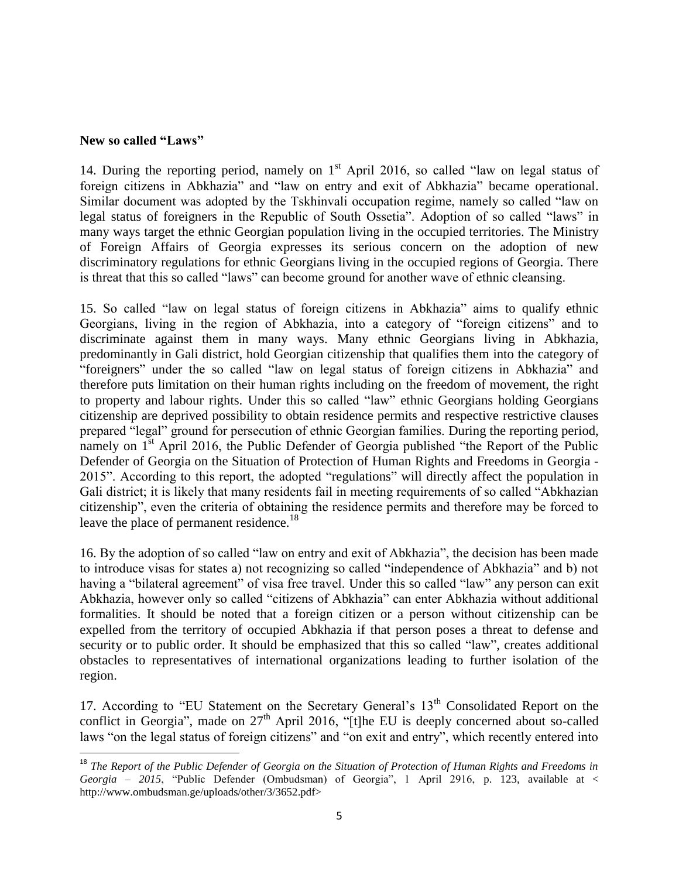**New so called "Laws"**

14. During the reporting period, namely on 1st April 2016, so called "law on legal status of foreign citizens in Abkhazia" and "law on entry and exit of Abkhazia" became operational. Similar document was adopted by the Tskhinvali occupation regime, namely so called "law on legal status of foreigners in the Republic of South Ossetia". Adoption of so called "laws" in many ways target the ethnic Georgian population living in the occupied territories. The Ministry of Foreign Affairs of Georgia expresses its serious concern on the adoption of new discriminatory regulations for ethnic Georgians living in the occupied regions of Georgia. There is threat that this so called "laws" can become ground for another wave of ethnic cleansing.

15. So called "law on legal status of foreign citizens in Abkhazia" aims to qualify ethnic Georgians, living in the region of Abkhazia, into a category of "foreign citizens" and to discriminate against them in many ways. Many ethnic Georgians living in Abkhazia, predominantly in Gali district, hold Georgian citizenship that qualifies them into the category of "foreigners" under the so called "law on legal status of foreign citizens in Abkhazia" and therefore puts limitation on their human rights including on the freedom of movement, the right to property and labour rights. Under this so called "law" ethnic Georgians holding Georgians citizenship are deprived possibility to obtain residence permits and respective restrictive clauses prepared "legal" ground for persecution of ethnic Georgian families. During the reporting period, namely on 1st April 2016, the Public Defender of Georgia published "the Report of the Public Defender of Georgia on the Situation of Protection of Human Rights and Freedoms in Georgia - 2015". According to this report, the adopted "regulations" will directly affect the population in Gali district; it is likely that many residents fail in meeting requirements of so called "Abkhazian citizenship", even the criteria of obtaining the residence permits and therefore may be forced to leave the place of permanent residence.[18]

16. By the adoption of so called "law on entry and exit of Abkhazia", the decision has been made to introduce visas for states a) not recognizing so called "independence of Abkhazia" and b) not having a "bilateral agreement" of visa free travel. Under this so called "law" any person can exit Abkhazia, however only so called "citizens of Abkhazia" can enter Abkhazia without additional formalities. It should be noted that a foreign citizen or a person without citizenship can be expelled from the territory of occupied Abkhazia if that person poses a threat to defense and security or to public order. It should be emphasized that this so called "law", creates additional obstacles to representatives of international organizations leading to further isolation of the region.

17. According to "EU Statement on the Secretary General's 13th Consolidated Report on the conflict in Georgia", made on 27th April 2016, "[t]he EU is deeply concerned about so-called laws "on the legal status of foreign citizens" and "on exit and entry", which recently entered into

---

[18] *The Report of the Public Defender of Georgia on the Situation of Protection of Human Rights and Freedoms in Georgia – 2015*, "Public Defender (Ombudsman) of Georgia", 1 April 2916, p. 123, available at < http://www.ombudsman.ge/uploads/other/3/3652.pdf>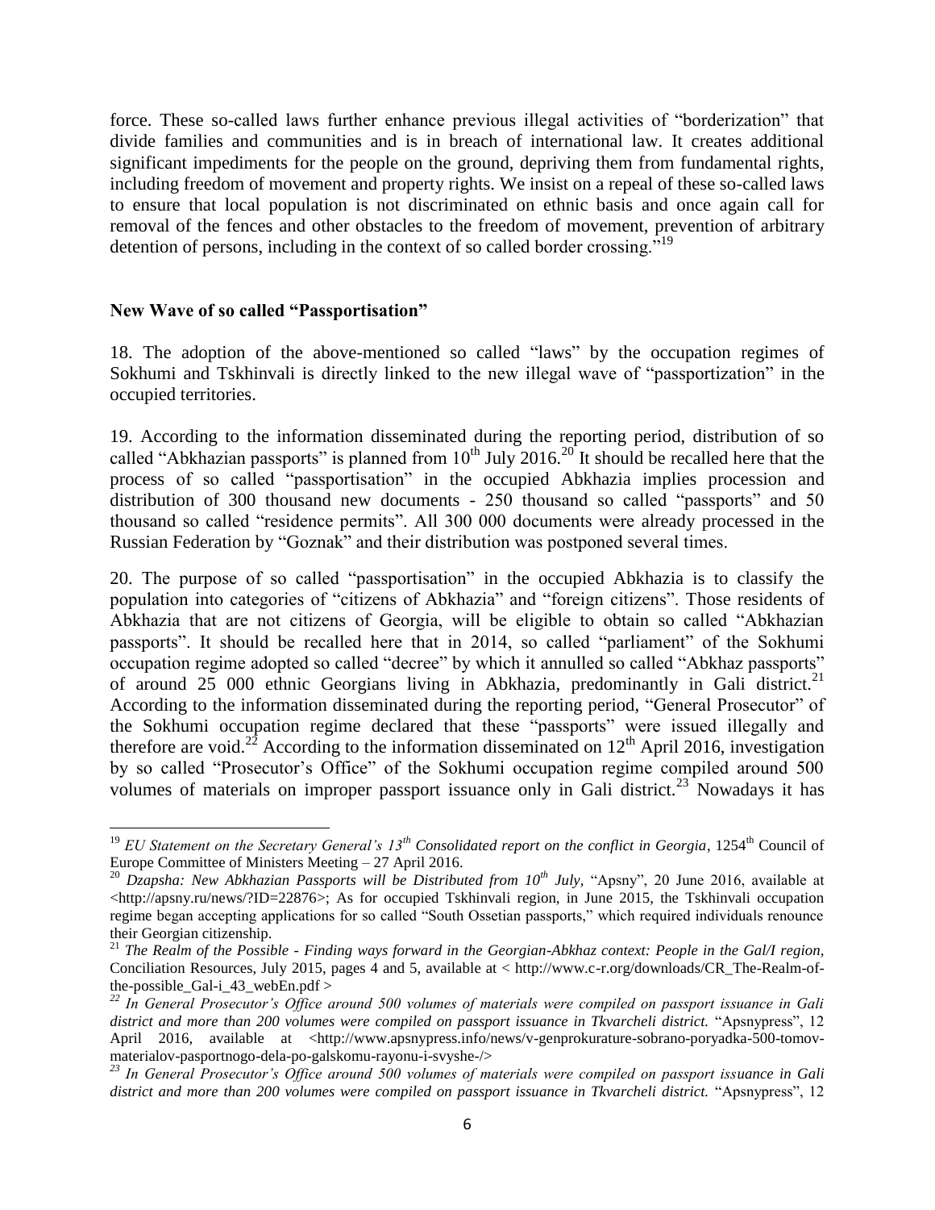force. These so-called laws further enhance previous illegal activities of "borderization" that divide families and communities and is in breach of international law. It creates additional significant impediments for the people on the ground, depriving them from fundamental rights, including freedom of movement and property rights. We insist on a repeal of these so-called laws to ensure that local population is not discriminated on ethnic basis and once again call for removal of the fences and other obstacles to the freedom of movement, prevention of arbitrary detention of persons, including in the context of so called border crossing."[19]

**New Wave of so called "Passportisation"**

18. The adoption of the above-mentioned so called "laws" by the occupation regimes of Sokhumi and Tskhinvali is directly linked to the new illegal wave of "passportization" in the occupied territories.

19. According to the information disseminated during the reporting period, distribution of so called "Abkhazian passports" is planned from 10th July 2016.[20] It should be recalled here that the process of so called "passportisation" in the occupied Abkhazia implies procession and distribution of 300 thousand new documents - 250 thousand so called "passports" and 50 thousand so called "residence permits". All 300 000 documents were already processed in the Russian Federation by "Goznak" and their distribution was postponed several times.

20. The purpose of so called "passportisation" in the occupied Abkhazia is to classify the population into categories of "citizens of Abkhazia" and "foreign citizens". Those residents of Abkhazia that are not citizens of Georgia, will be eligible to obtain so called "Abkhazian passports". It should be recalled here that in 2014, so called "parliament" of the Sokhumi occupation regime adopted so called "decree" by which it annulled so called "Abkhaz passports" of around 25 000 ethnic Georgians living in Abkhazia, predominantly in Gali district.[21] According to the information disseminated during the reporting period, "General Prosecutor" of the Sokhumi occupation regime declared that these "passports" were issued illegally and therefore are void.[22] According to the information disseminated on 12th April 2016, investigation by so called "Prosecutor's Office" of the Sokhumi occupation regime compiled around 500 volumes of materials on improper passport issuance only in Gali district.[23] Nowadays it has

---

[19] *EU Statement on the Secretary General's 13th Consolidated report on the conflict in Georgia*, 1254th Council of Europe Committee of Ministers Meeting – 27 April 2016.

[20] *Dzapsha: New Abkhazian Passports will be Distributed from 10th July,* "Apsny", 20 June 2016, available at <http://apsny.ru/news/?ID=22876>; As for occupied Tskhinvali region, in June 2015, the Tskhinvali occupation regime began accepting applications for so called "South Ossetian passports," which required individuals renounce their Georgian citizenship.

[21] *The Realm of the Possible - Finding ways forward in the Georgian-Abkhaz context: People in the Gal/I region,* Conciliation Resources, July 2015, pages 4 and 5, available at < http://www.c-r.org/downloads/CR_The-Realm-of-the-possible_Gal-i_43_webEn.pdf >

[22] *In General Prosecutor's Office around 500 volumes of materials were compiled on passport issuance in Gali district and more than 200 volumes were compiled on passport issuance in Tkvarcheli district.* "Apsnypress", 12 April 2016, available at <http://www.apsnypress.info/news/v-genprokurature-sobrano-poryadka-500-tomov-materialov-pasportnogo-dela-po-galskomu-rayonu-i-svyshe-/>

[23] *In General Prosecutor's Office around 500 volumes of materials were compiled on passport issuance in Gali district and more than 200 volumes were compiled on passport issuance in Tkvarcheli district.* "Apsnypress", 12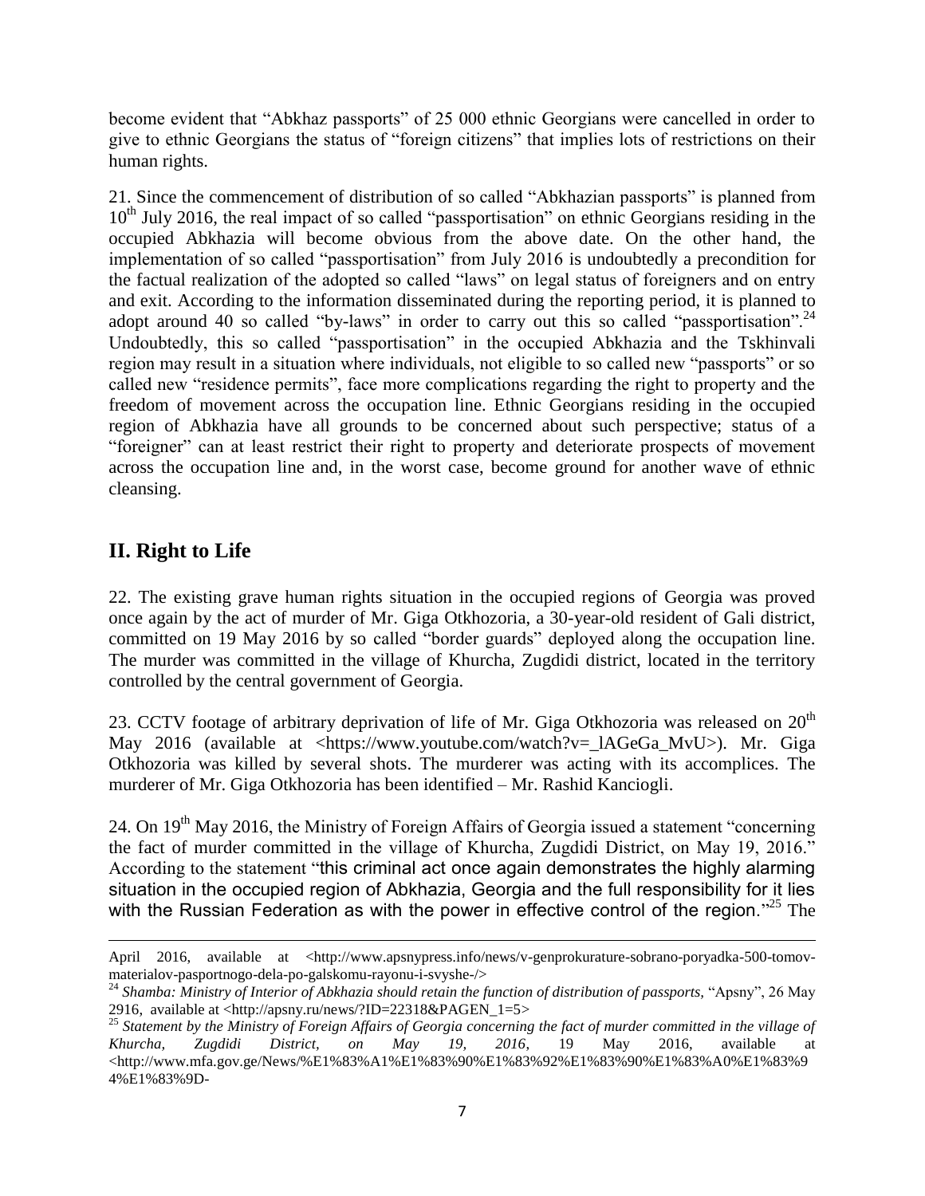become evident that "Abkhaz passports" of 25 000 ethnic Georgians were cancelled in order to give to ethnic Georgians the status of "foreign citizens" that implies lots of restrictions on their human rights.

21. Since the commencement of distribution of so called "Abkhazian passports" is planned from 10th July 2016, the real impact of so called "passportisation" on ethnic Georgians residing in the occupied Abkhazia will become obvious from the above date. On the other hand, the implementation of so called "passportisation" from July 2016 is undoubtedly a precondition for the factual realization of the adopted so called "laws" on legal status of foreigners and on entry and exit. According to the information disseminated during the reporting period, it is planned to adopt around 40 so called "by-laws" in order to carry out this so called "passportisation".[24] Undoubtedly, this so called "passportisation" in the occupied Abkhazia and the Tskhinvali region may result in a situation where individuals, not eligible to so called new "passports" or so called new "residence permits", face more complications regarding the right to property and the freedom of movement across the occupation line. Ethnic Georgians residing in the occupied region of Abkhazia have all grounds to be concerned about such perspective; status of a "foreigner" can at least restrict their right to property and deteriorate prospects of movement across the occupation line and, in the worst case, become ground for another wave of ethnic cleansing.

## II. Right to Life

22. The existing grave human rights situation in the occupied regions of Georgia was proved once again by the act of murder of Mr. Giga Otkhozoria, a 30-year-old resident of Gali district, committed on 19 May 2016 by so called "border guards" deployed along the occupation line. The murder was committed in the village of Khurcha, Zugdidi district, located in the territory controlled by the central government of Georgia.

23. CCTV footage of arbitrary deprivation of life of Mr. Giga Otkhozoria was released on 20th May 2016 (available at <https://www.youtube.com/watch?v=_lAGeGa_MvU>). Mr. Giga Otkhozoria was killed by several shots. The murderer was acting with its accomplices. The murderer of Mr. Giga Otkhozoria has been identified – Mr. Rashid Kanciogli.

24. On 19th May 2016, the Ministry of Foreign Affairs of Georgia issued a statement "concerning the fact of murder committed in the village of Khurcha, Zugdidi District, on May 19, 2016." According to the statement "this criminal act once again demonstrates the highly alarming situation in the occupied region of Abkhazia, Georgia and the full responsibility for it lies with the Russian Federation as with the power in effective control of the region."[25] The

---

April 2016, available at <http://www.apsnypress.info/news/v-genprokurature-sobrano-poryadka-500-tomov-materialov-pasportnogo-dela-po-galskomu-rayonu-i-svyshe-/>

[24] *Shamba: Ministry of Interior of Abkhazia should retain the function of distribution of passports*, "Apsny", 26 May 2916, available at <http://apsny.ru/news/?ID=22318&PAGEN_1=5>

[25] *Statement by the Ministry of Foreign Affairs of Georgia concerning the fact of murder committed in the village of Khurcha, Zugdidi District, on May 19, 2016*, 19 May 2016, available at <http://www.mfa.gov.ge/News/%E1%83%A1%E1%83%90%E1%83%92%E1%83%90%E1%83%A0%E1%83%94%E1%83%9D-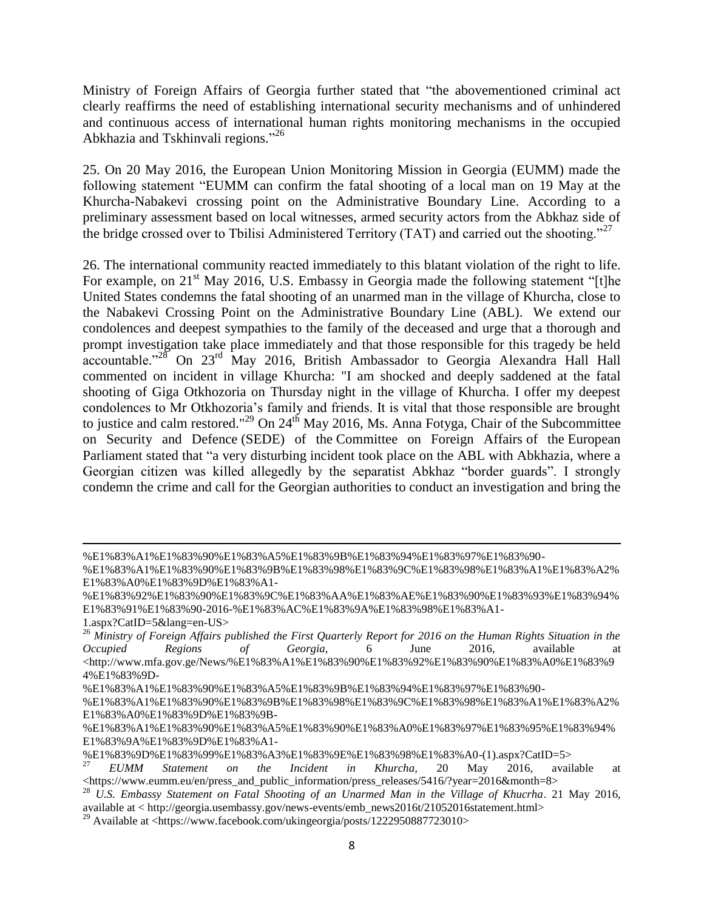Ministry of Foreign Affairs of Georgia further stated that "the abovementioned criminal act clearly reaffirms the need of establishing international security mechanisms and of unhindered and continuous access of international human rights monitoring mechanisms in the occupied Abkhazia and Tskhinvali regions."[26]

25. On 20 May 2016, the European Union Monitoring Mission in Georgia (EUMM) made the following statement "EUMM can confirm the fatal shooting of a local man on 19 May at the Khurcha-Nabakevi crossing point on the Administrative Boundary Line. According to a preliminary assessment based on local witnesses, armed security actors from the Abkhaz side of the bridge crossed over to Tbilisi Administered Territory (TAT) and carried out the shooting."[27]

26. The international community reacted immediately to this blatant violation of the right to life. For example, on 21st May 2016, U.S. Embassy in Georgia made the following statement "[t]he United States condemns the fatal shooting of an unarmed man in the village of Khurcha, close to the Nabakevi Crossing Point on the Administrative Boundary Line (ABL). We extend our condolences and deepest sympathies to the family of the deceased and urge that a thorough and prompt investigation take place immediately and that those responsible for this tragedy be held accountable."[28] On 23rd May 2016, British Ambassador to Georgia Alexandra Hall Hall commented on incident in village Khurcha: "I am shocked and deeply saddened at the fatal shooting of Giga Otkhozoria on Thursday night in the village of Khurcha. I offer my deepest condolences to Mr Otkhozoria's family and friends. It is vital that those responsible are brought to justice and calm restored."[29] On 24th May 2016, Ms. Anna Fotyga, Chair of the Subcommittee on Security and Defence (SEDE) of the Committee on Foreign Affairs of the European Parliament stated that "a very disturbing incident took place on the ABL with Abkhazia, where a Georgian citizen was killed allegedly by the separatist Abkhaz "border guards". I strongly condemn the crime and call for the Georgian authorities to conduct an investigation and bring the

---

%E1%83%A1%E1%83%90%E1%83%A5%E1%83%9B%E1%83%94%E1%83%97%E1%83%90-%E1%83%A1%E1%83%90%E1%83%9B%E1%83%98%E1%83%9C%E1%83%98%E1%83%A1%E1%83%A2%E1%83%A0%E1%83%9D%E1%83%A1-%E1%83%92%E1%83%90%E1%83%9C%E1%83%AA%E1%83%AE%E1%83%90%E1%83%93%E1%83%94%E1%83%91%E1%83%90-2016-%E1%83%AC%E1%83%9A%E1%83%98%E1%83%A1-1.aspx?CatID=5&lang=en-US>

[26] *Ministry of Foreign Affairs published the First Quarterly Report for 2016 on the Human Rights Situation in the Occupied Regions of Georgia*, 6 June 2016, available at <http://www.mfa.gov.ge/News/%E1%83%A1%E1%83%90%E1%83%92%E1%83%90%E1%83%A0%E1%83%94%E1%83%9D-%E1%83%A1%E1%83%90%E1%83%A5%E1%83%9B%E1%83%94%E1%83%97%E1%83%90-%E1%83%A1%E1%83%90%E1%83%9B%E1%83%98%E1%83%9C%E1%83%98%E1%83%A1%E1%83%A2%E1%83%A0%E1%83%9D%E1%83%9B-%E1%83%A1%E1%83%90%E1%83%A5%E1%83%90%E1%83%A0%E1%83%97%E1%83%95%E1%83%94%E1%83%9A%E1%83%9D%E1%83%A1-%E1%83%9D%E1%83%99%E1%83%A3%E1%83%9E%E1%83%98%E1%83%A0-(1).aspx?CatID=5>

[27] *EUMM Statement on the Incident in Khurcha*, 20 May 2016, available at <https://www.eumm.eu/en/press_and_public_information/press_releases/5416/?year=2016&month=8>

[28] *U.S. Embassy Statement on Fatal Shooting of an Unarmed Man in the Village of Khucrha*. 21 May 2016, available at < http://georgia.usembassy.gov/news-events/emb_news2016t/21052016statement.html>

[29] Available at <https://www.facebook.com/ukingeorgia/posts/1222950887723010>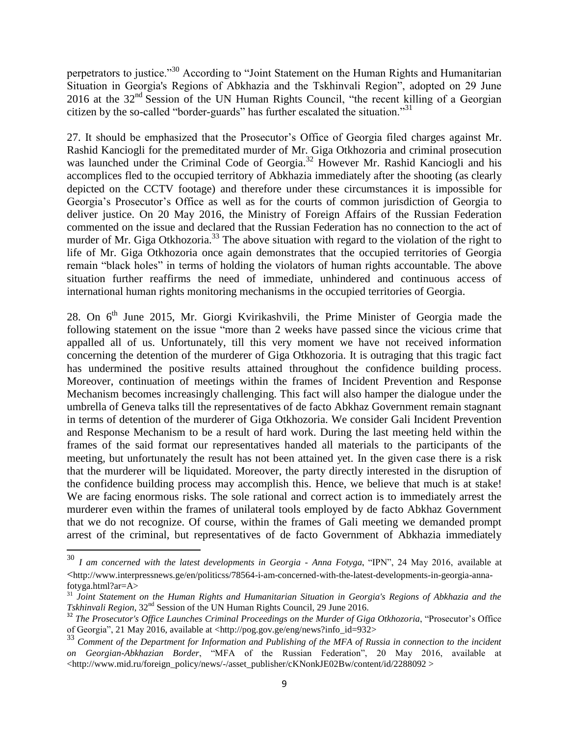perpetrators to justice."[30] According to "Joint Statement on the Human Rights and Humanitarian Situation in Georgia's Regions of Abkhazia and the Tskhinvali Region", adopted on 29 June 2016 at the 32nd Session of the UN Human Rights Council, "the recent killing of a Georgian citizen by the so-called "border-guards" has further escalated the situation."[31]

27. It should be emphasized that the Prosecutor's Office of Georgia filed charges against Mr. Rashid Kanciogli for the premeditated murder of Mr. Giga Otkhozoria and criminal prosecution was launched under the Criminal Code of Georgia.[32] However Mr. Rashid Kanciogli and his accomplices fled to the occupied territory of Abkhazia immediately after the shooting (as clearly depicted on the CCTV footage) and therefore under these circumstances it is impossible for Georgia's Prosecutor's Office as well as for the courts of common jurisdiction of Georgia to deliver justice. On 20 May 2016, the Ministry of Foreign Affairs of the Russian Federation commented on the issue and declared that the Russian Federation has no connection to the act of murder of Mr. Giga Otkhozoria.[33] The above situation with regard to the violation of the right to life of Mr. Giga Otkhozoria once again demonstrates that the occupied territories of Georgia remain "black holes" in terms of holding the violators of human rights accountable. The above situation further reaffirms the need of immediate, unhindered and continuous access of international human rights monitoring mechanisms in the occupied territories of Georgia.

28. On 6th June 2015, Mr. Giorgi Kvirikashvili, the Prime Minister of Georgia made the following statement on the issue "more than 2 weeks have passed since the vicious crime that appalled all of us. Unfortunately, till this very moment we have not received information concerning the detention of the murderer of Giga Otkhozoria. It is outraging that this tragic fact has undermined the positive results attained throughout the confidence building process. Moreover, continuation of meetings within the frames of Incident Prevention and Response Mechanism becomes increasingly challenging. This fact will also hamper the dialogue under the umbrella of Geneva talks till the representatives of de facto Abkhaz Government remain stagnant in terms of detention of the murderer of Giga Otkhozoria. We consider Gali Incident Prevention and Response Mechanism to be a result of hard work. During the last meeting held within the frames of the said format our representatives handed all materials to the participants of the meeting, but unfortunately the result has not been attained yet. In the given case there is a risk that the murderer will be liquidated. Moreover, the party directly interested in the disruption of the confidence building process may accomplish this. Hence, we believe that much is at stake! We are facing enormous risks. The sole rational and correct action is to immediately arrest the murderer even within the frames of unilateral tools employed by de facto Abkhaz Government that we do not recognize. Of course, within the frames of Gali meeting we demanded prompt arrest of the criminal, but representatives of de facto Government of Abkhazia immediately

---

[30] *I am concerned with the latest developments in Georgia - Anna Fotyga*, "IPN", 24 May 2016, available at <http://www.interpressnews.ge/en/politicss/78564-i-am-concerned-with-the-latest-developments-in-georgia-anna-fotyga.html?ar=A>

[31] *Joint Statement on the Human Rights and Humanitarian Situation in Georgia's Regions of Abkhazia and the Tskhinvali Region*, 32nd Session of the UN Human Rights Council, 29 June 2016.

[32] *The Prosecutor's Office Launches Criminal Proceedings on the Murder of Giga Otkhozoria*, "Prosecutor's Office of Georgia", 21 May 2016, available at <http://pog.gov.ge/eng/news?info_id=932>

[33] *Comment of the Department for Information and Publishing of the MFA of Russia in connection to the incident on Georgian-Abkhazian Border*, "MFA of the Russian Federation", 20 May 2016, available at <http://www.mid.ru/foreign_policy/news/-/asset_publisher/cKNonkJE02Bw/content/id/2288092 >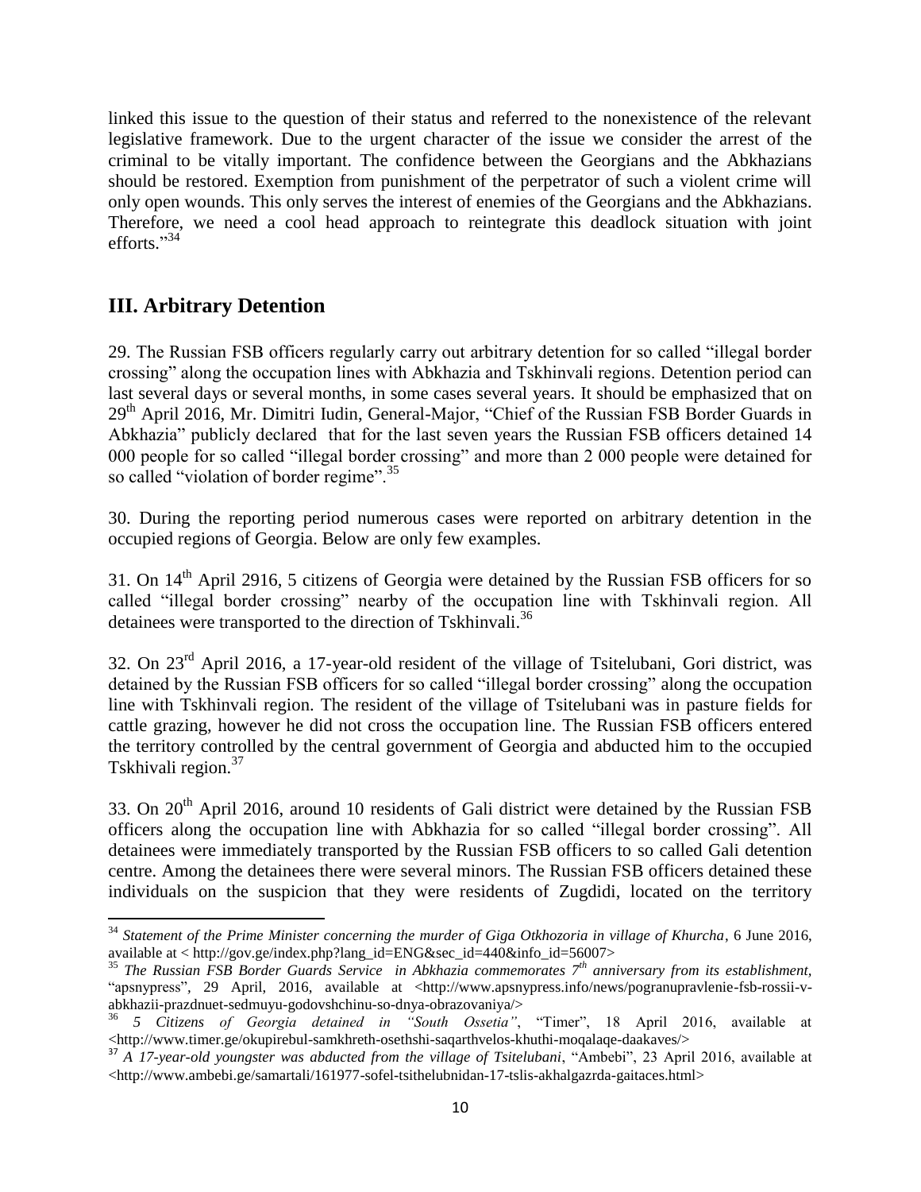linked this issue to the question of their status and referred to the nonexistence of the relevant legislative framework. Due to the urgent character of the issue we consider the arrest of the criminal to be vitally important. The confidence between the Georgians and the Abkhazians should be restored. Exemption from punishment of the perpetrator of such a violent crime will only open wounds. This only serves the interest of enemies of the Georgians and the Abkhazians. Therefore, we need a cool head approach to reintegrate this deadlock situation with joint efforts."[34]

## III. Arbitrary Detention

29. The Russian FSB officers regularly carry out arbitrary detention for so called "illegal border crossing" along the occupation lines with Abkhazia and Tskhinvali regions. Detention period can last several days or several months, in some cases several years. It should be emphasized that on 29th April 2016, Mr. Dimitri Iudin, General-Major, "Chief of the Russian FSB Border Guards in Abkhazia" publicly declared that for the last seven years the Russian FSB officers detained 14 000 people for so called "illegal border crossing" and more than 2 000 people were detained for so called "violation of border regime".[35]

30. During the reporting period numerous cases were reported on arbitrary detention in the occupied regions of Georgia. Below are only few examples.

31. On 14th April 2916, 5 citizens of Georgia were detained by the Russian FSB officers for so called "illegal border crossing" nearby of the occupation line with Tskhinvali region. All detainees were transported to the direction of Tskhinvali.[36]

32. On 23rd April 2016, a 17-year-old resident of the village of Tsitelubani, Gori district, was detained by the Russian FSB officers for so called "illegal border crossing" along the occupation line with Tskhinvali region. The resident of the village of Tsitelubani was in pasture fields for cattle grazing, however he did not cross the occupation line. The Russian FSB officers entered the territory controlled by the central government of Georgia and abducted him to the occupied Tskhivali region.[37]

33. On 20th April 2016, around 10 residents of Gali district were detained by the Russian FSB officers along the occupation line with Abkhazia for so called "illegal border crossing". All detainees were immediately transported by the Russian FSB officers to so called Gali detention centre. Among the detainees there were several minors. The Russian FSB officers detained these individuals on the suspicion that they were residents of Zugdidi, located on the territory

---

[34] *Statement of the Prime Minister concerning the murder of Giga Otkhozoria in village of Khurcha*, 6 June 2016, available at < http://gov.ge/index.php?lang_id=ENG&sec_id=440&info_id=56007>

[35] *The Russian FSB Border Guards Service in Abkhazia commemorates 7th anniversary from its establishment*, "apsnypress", 29 April, 2016, available at <http://www.apsnypress.info/news/pogranupravlenie-fsb-rossii-v-abkhazii-prazdnuet-sedmuyu-godovshchinu-so-dnya-obrazovaniya/>

[36] *5 Citizens of Georgia detained in "South Ossetia"*, "Timer", 18 April 2016, available at <http://www.timer.ge/okupirebul-samkhreth-osethshi-saqarthvelos-khuthi-moqalaqe-daakaves/>

[37] *A 17-year-old youngster was abducted from the village of Tsitelubani*, "Ambebi", 23 April 2016, available at <http://www.ambebi.ge/samartali/161977-sofel-tsithelubnidan-17-tslis-akhalgazrda-gaitaces.html>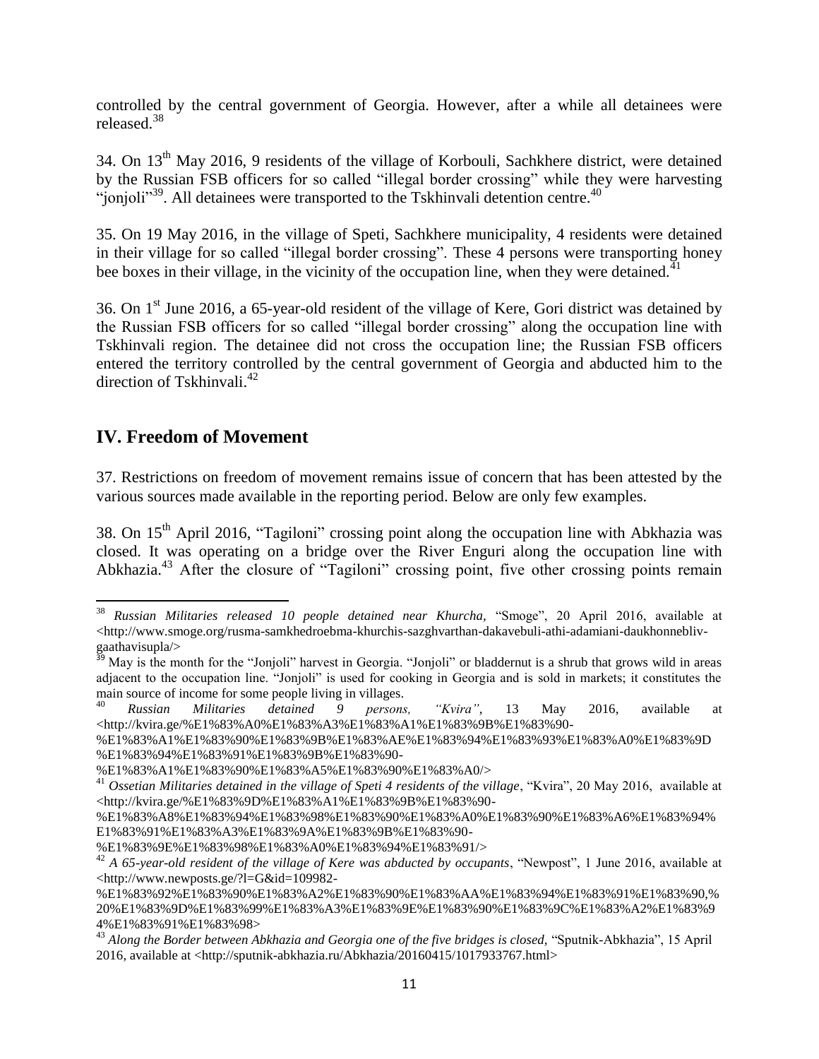controlled by the central government of Georgia. However, after a while all detainees were released.[38]

34. On 13th May 2016, 9 residents of the village of Korbouli, Sachkhere district, were detained by the Russian FSB officers for so called "illegal border crossing" while they were harvesting "jonjoli"[39]. All detainees were transported to the Tskhinvali detention centre.[40]

35. On 19 May 2016, in the village of Speti, Sachkhere municipality, 4 residents were detained in their village for so called "illegal border crossing". These 4 persons were transporting honey bee boxes in their village, in the vicinity of the occupation line, when they were detained.[41]

36. On 1st June 2016, a 65-year-old resident of the village of Kere, Gori district was detained by the Russian FSB officers for so called "illegal border crossing" along the occupation line with Tskhinvali region. The detainee did not cross the occupation line; the Russian FSB officers entered the territory controlled by the central government of Georgia and abducted him to the direction of Tskhinvali.[42]

## IV. Freedom of Movement

37. Restrictions on freedom of movement remains issue of concern that has been attested by the various sources made available in the reporting period. Below are only few examples.

38. On 15th April 2016, "Tagiloni" crossing point along the occupation line with Abkhazia was closed. It was operating on a bridge over the River Enguri along the occupation line with Abkhazia.[43] After the closure of "Tagiloni" crossing point, five other crossing points remain

---

[38] *Russian Militaries released 10 people detained near Khurcha,* "Smoge", 20 April 2016, available at <http://www.smoge.org/rusma-samkhedroebma-khurchis-sazghvarthan-dakavebuli-athi-adamiani-daukhonnebliv-gaathavisupla/>

[39] May is the month for the "Jonjoli" harvest in Georgia. "Jonjoli" or bladdernut is a shrub that grows wild in areas adjacent to the occupation line. "Jonjoli" is used for cooking in Georgia and is sold in markets; it constitutes the main source of income for some people living in villages.

[40] *Russian Militaries detained 9 persons, "Kvira"*, 13 May 2016, available at <http://kvira.ge/%E1%83%A0%E1%83%A3%E1%83%A1%E1%83%9B%E1%83%90-%E1%83%A1%E1%83%90%E1%83%9B%E1%83%AE%E1%83%94%E1%83%93%E1%83%A0%E1%83%9D%E1%83%94%E1%83%91%E1%83%9B%E1%83%90-%E1%83%A1%E1%83%90%E1%83%A5%E1%83%90%E1%83%A0/>

[41] *Ossetian Militaries detained in the village of Speti 4 residents of the village*, "Kvira", 20 May 2016, available at <http://kvira.ge/%E1%83%9D%E1%83%A1%E1%83%9B%E1%83%90-%E1%83%A8%E1%83%94%E1%83%98%E1%83%90%E1%83%A0%E1%83%90%E1%83%A6%E1%83%94%E1%83%91%E1%83%A3%E1%83%9A%E1%83%9B%E1%83%90-%E1%83%9E%E1%83%98%E1%83%A0%E1%83%94%E1%83%91/>

[42] *A 65-year-old resident of the village of Kere was abducted by occupants*, "Newpost", 1 June 2016, available at <http://www.newposts.ge/?l=G&id=109982-%E1%83%92%E1%83%90%E1%83%A2%E1%83%90%E1%83%AA%E1%83%94%E1%83%91%E1%83%90,%20%E1%83%9D%E1%83%99%E1%83%A3%E1%83%9E%E1%83%90%E1%83%9C%E1%83%A2%E1%83%94%E1%83%91%E1%83%98>

[43] *Along the Border between Abkhazia and Georgia one of the five bridges is closed,* "Sputnik-Abkhazia", 15 April 2016, available at <http://sputnik-abkhazia.ru/Abkhazia/20160415/1017933767.html>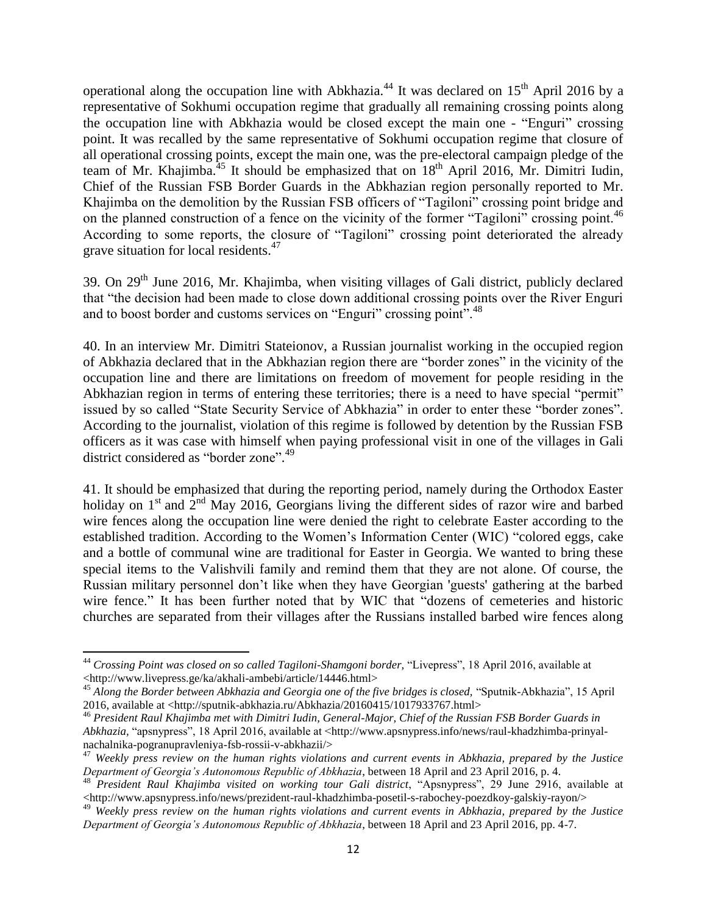operational along the occupation line with Abkhazia.[44] It was declared on 15th April 2016 by a representative of Sokhumi occupation regime that gradually all remaining crossing points along the occupation line with Abkhazia would be closed except the main one - "Enguri" crossing point. It was recalled by the same representative of Sokhumi occupation regime that closure of all operational crossing points, except the main one, was the pre-electoral campaign pledge of the team of Mr. Khajimba.[45] It should be emphasized that on 18th April 2016, Mr. Dimitri Iudin, Chief of the Russian FSB Border Guards in the Abkhazian region personally reported to Mr. Khajimba on the demolition by the Russian FSB officers of "Tagiloni" crossing point bridge and on the planned construction of a fence on the vicinity of the former "Tagiloni" crossing point.[46] According to some reports, the closure of "Tagiloni" crossing point deteriorated the already grave situation for local residents.[47]

39. On 29th June 2016, Mr. Khajimba, when visiting villages of Gali district, publicly declared that "the decision had been made to close down additional crossing points over the River Enguri and to boost border and customs services on "Enguri" crossing point".[48]

40. In an interview Mr. Dimitri Stateionov, a Russian journalist working in the occupied region of Abkhazia declared that in the Abkhazian region there are "border zones" in the vicinity of the occupation line and there are limitations on freedom of movement for people residing in the Abkhazian region in terms of entering these territories; there is a need to have special "permit" issued by so called "State Security Service of Abkhazia" in order to enter these "border zones". According to the journalist, violation of this regime is followed by detention by the Russian FSB officers as it was case with himself when paying professional visit in one of the villages in Gali district considered as "border zone".[49]

41. It should be emphasized that during the reporting period, namely during the Orthodox Easter holiday on 1st and 2nd May 2016, Georgians living the different sides of razor wire and barbed wire fences along the occupation line were denied the right to celebrate Easter according to the established tradition. According to the Women's Information Center (WIC) "colored eggs, cake and a bottle of communal wine are traditional for Easter in Georgia. We wanted to bring these special items to the Valishvili family and remind them that they are not alone. Of course, the Russian military personnel don't like when they have Georgian 'guests' gathering at the barbed wire fence." It has been further noted that by WIC that "dozens of cemeteries and historic churches are separated from their villages after the Russians installed barbed wire fences along

---

[44] *Crossing Point was closed on so called Tagiloni-Shamgoni border,* "Livepress", 18 April 2016, available at <http://www.livepress.ge/ka/akhali-ambebi/article/14446.html>

[45] *Along the Border between Abkhazia and Georgia one of the five bridges is closed,* "Sputnik-Abkhazia", 15 April 2016, available at <http://sputnik-abkhazia.ru/Abkhazia/20160415/1017933767.html>

[46] *President Raul Khajimba met with Dimitri Iudin, General-Major, Chief of the Russian FSB Border Guards in Abkhazia,* "apsnypress", 18 April 2016, available at <http://www.apsnypress.info/news/raul-khadzhimba-prinyal-nachalnika-pogranupravleniya-fsb-rossii-v-abkhazii/>

[47] *Weekly press review on the human rights violations and current events in Abkhazia, prepared by the Justice Department of Georgia's Autonomous Republic of Abkhazia*, between 18 April and 23 April 2016, p. 4.

[48] *President Raul Khajimba visited on working tour Gali district*, "Apsnypress", 29 June 2916, available at <http://www.apsnypress.info/news/prezident-raul-khadzhimba-posetil-s-rabochey-poezdkoy-galskiy-rayon/>

[49] *Weekly press review on the human rights violations and current events in Abkhazia, prepared by the Justice Department of Georgia's Autonomous Republic of Abkhazia*, between 18 April and 23 April 2016, pp. 4-7.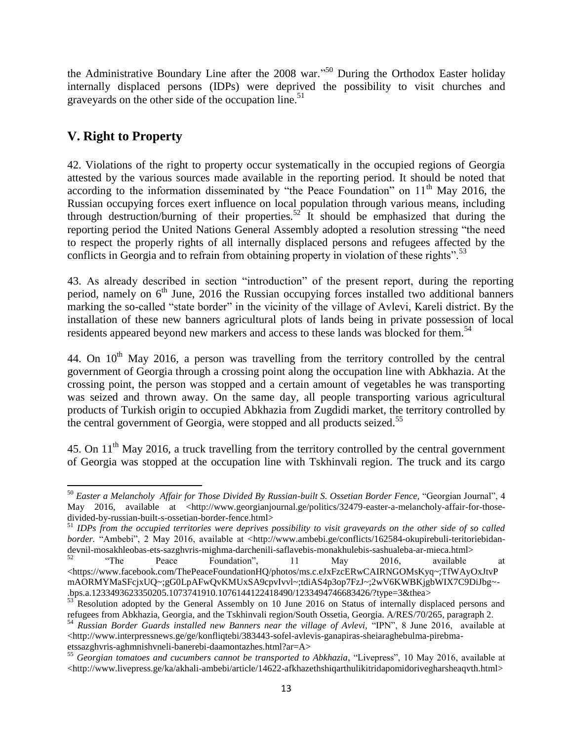the Administrative Boundary Line after the 2008 war."[50] During the Orthodox Easter holiday internally displaced persons (IDPs) were deprived the possibility to visit churches and graveyards on the other side of the occupation line.[51]

## V. Right to Property

42. Violations of the right to property occur systematically in the occupied regions of Georgia attested by the various sources made available in the reporting period. It should be noted that according to the information disseminated by "the Peace Foundation" on 11th May 2016, the Russian occupying forces exert influence on local population through various means, including through destruction/burning of their properties.[52] It should be emphasized that during the reporting period the United Nations General Assembly adopted a resolution stressing "the need to respect the properly rights of all internally displaced persons and refugees affected by the conflicts in Georgia and to refrain from obtaining property in violation of these rights".[53]

43. As already described in section "introduction" of the present report, during the reporting period, namely on 6th June, 2016 the Russian occupying forces installed two additional banners marking the so-called "state border" in the vicinity of the village of Avlevi, Kareli district. By the installation of these new banners agricultural plots of lands being in private possession of local residents appeared beyond new markers and access to these lands was blocked for them.[54]

44. On 10th May 2016, a person was travelling from the territory controlled by the central government of Georgia through a crossing point along the occupation line with Abkhazia. At the crossing point, the person was stopped and a certain amount of vegetables he was transporting was seized and thrown away. On the same day, all people transporting various agricultural products of Turkish origin to occupied Abkhazia from Zugdidi market, the territory controlled by the central government of Georgia, were stopped and all products seized.[55]

45. On 11th May 2016, a truck travelling from the territory controlled by the central government of Georgia was stopped at the occupation line with Tskhinvali region. The truck and its cargo

---

[50] *Easter a Melancholy Affair for Those Divided By Russian-built S. Ossetian Border Fence,* "Georgian Journal", 4 May 2016, available at <http://www.georgianjournal.ge/politics/32479-easter-a-melancholy-affair-for-those-divided-by-russian-built-s-ossetian-border-fence.html>

[51] *IDPs from the occupied territories were deprives possibility to visit graveyards on the other side of so called border.* "Ambebi", 2 May 2016, available at <http://www.ambebi.ge/conflicts/162584-okupirebuli-teritoriebidan-devnil-mosakhleobas-ets-sazghvris-mighma-darchenili-saflavebis-monakhulebis-sashualeba-ar-mieca.html>

[52] "The Peace Foundation", 11 May 2016, available at <https://www.facebook.com/ThePeaceFoundationHQ/photos/ms.c.eJxFzcERwCAIRNGOMsKyq~;TfWAyOxJtvPmAORMYMaSFcjxUQ~;gG0LpAFwQvKMUxSA9cpvIvvl~;tdiAS4p3op7FzJ~;2wV6KWBKjgbWIX7C9DiJbg~-.bps.a.1233493623350205.1073741910.1076144122418490/1233494746683426/?type=3&thea>

[53] Resolution adopted by the General Assembly on 10 June 2016 on Status of internally displaced persons and refugees from Abkhazia, Georgia, and the Tskhinvali region/South Ossetia, Georgia. A/RES/70/265, paragraph 2.

[54] *Russian Border Guards installed new Banners near the village of Avlevi,* "IPN", 8 June 2016, available at <http://www.interpressnews.ge/ge/konfliqtebi/383443-sofel-avlevis-ganapiras-sheiaraghebulma-pirebma-etssazghvris-aghmnishvneli-banerebi-daamontazhes.html?ar=A>

[55] *Georgian tomatoes and cucumbers cannot be transported to Abkhazia*, "Livepress", 10 May 2016, available at <http://www.livepress.ge/ka/akhali-ambebi/article/14622-afkhazethshiqarthulikitridapomidoriveghar​sheaqvth.html>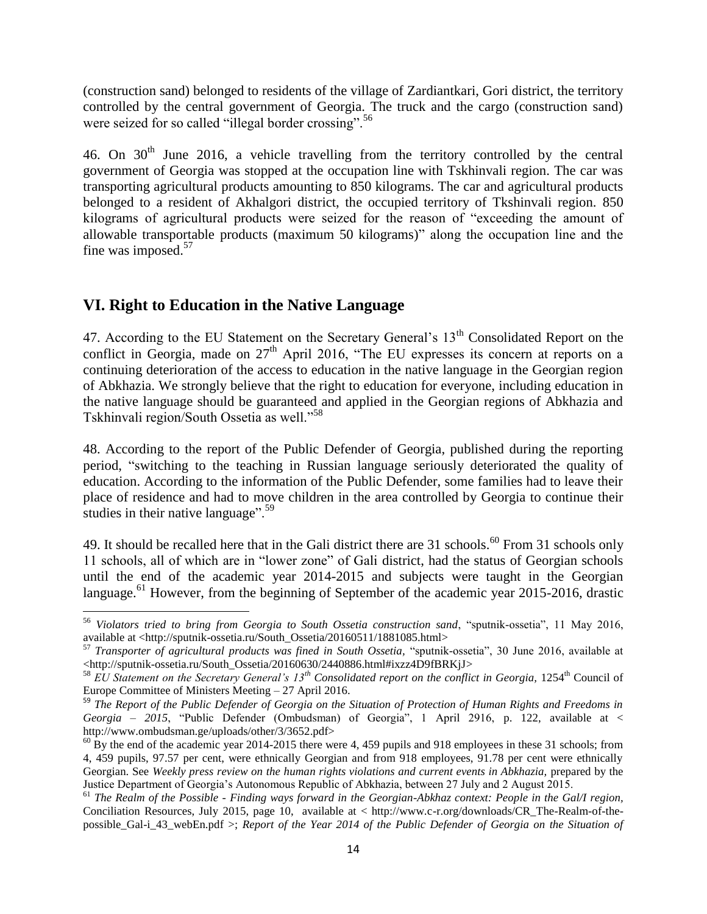(construction sand) belonged to residents of the village of Zardiantkari, Gori district, the territory controlled by the central government of Georgia. The truck and the cargo (construction sand) were seized for so called "illegal border crossing".[56]

46. On 30[th] June 2016, a vehicle travelling from the territory controlled by the central government of Georgia was stopped at the occupation line with Tskhinvali region. The car was transporting agricultural products amounting to 850 kilograms. The car and agricultural products belonged to a resident of Akhalgori district, the occupied territory of Tkshinvali region. 850 kilograms of agricultural products were seized for the reason of "exceeding the amount of allowable transportable products (maximum 50 kilograms)" along the occupation line and the fine was imposed.[57]

## VI. Right to Education in the Native Language

47. According to the EU Statement on the Secretary General's 13[th] Consolidated Report on the conflict in Georgia, made on 27[th] April 2016, "The EU expresses its concern at reports on a continuing deterioration of the access to education in the native language in the Georgian region of Abkhazia. We strongly believe that the right to education for everyone, including education in the native language should be guaranteed and applied in the Georgian regions of Abkhazia and Tskhinvali region/South Ossetia as well."[58]

48. According to the report of the Public Defender of Georgia, published during the reporting period, "switching to the teaching in Russian language seriously deteriorated the quality of education. According to the information of the Public Defender, some families had to leave their place of residence and had to move children in the area controlled by Georgia to continue their studies in their native language".[59]

49. It should be recalled here that in the Gali district there are 31 schools.[60] From 31 schools only 11 schools, all of which are in "lower zone" of Gali district, had the status of Georgian schools until the end of the academic year 2014-2015 and subjects were taught in the Georgian language.[61] However, from the beginning of September of the academic year 2015-2016, drastic

---

[56] *Violators tried to bring from Georgia to South Ossetia construction sand*, "sputnik-ossetia", 11 May 2016, available at <http://sputnik-ossetia.ru/South_Ossetia/20160511/1881085.html>

[57] *Transporter of agricultural products was fined in South Ossetia*, "sputnik-ossetia", 30 June 2016, available at <http://sputnik-ossetia.ru/South_Ossetia/20160630/2440886.html#ixzz4D9fBRKjJ>

[58] *EU Statement on the Secretary General's 13[th] Consolidated report on the conflict in Georgia,* 1254[th] Council of Europe Committee of Ministers Meeting – 27 April 2016.

[59] *The Report of the Public Defender of Georgia on the Situation of Protection of Human Rights and Freedoms in Georgia – 2015*, "Public Defender (Ombudsman) of Georgia", 1 April 2916, p. 122, available at < http://www.ombudsman.ge/uploads/other/3/3652.pdf>

[60] By the end of the academic year 2014-2015 there were 4, 459 pupils and 918 employees in these 31 schools; from 4, 459 pupils, 97.57 per cent, were ethnically Georgian and from 918 employees, 91.78 per cent were ethnically Georgian. See *Weekly press review on the human rights violations and current events in Abkhazia,* prepared by the Justice Department of Georgia's Autonomous Republic of Abkhazia, between 27 July and 2 August 2015.

[61] *The Realm of the Possible - Finding ways forward in the Georgian-Abkhaz context: People in the Gal/I region,* Conciliation Resources, July 2015, page 10, available at < http://www.c-r.org/downloads/CR_The-Realm-of-the-possible_Gal-i_43_webEn.pdf >; *Report of the Year 2014 of the Public Defender of Georgia on the Situation of*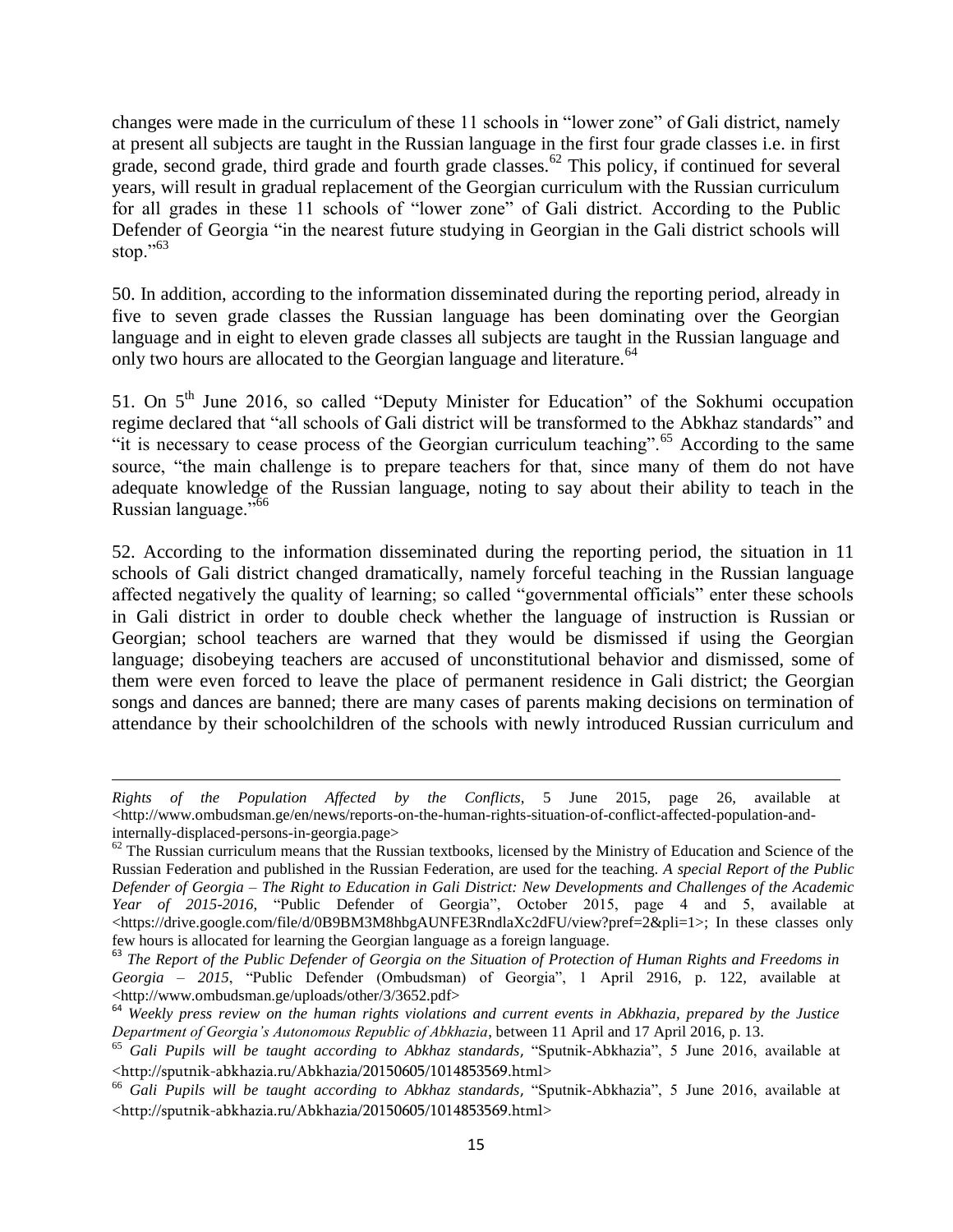changes were made in the curriculum of these 11 schools in "lower zone" of Gali district, namely at present all subjects are taught in the Russian language in the first four grade classes i.e. in first grade, second grade, third grade and fourth grade classes.[62] This policy, if continued for several years, will result in gradual replacement of the Georgian curriculum with the Russian curriculum for all grades in these 11 schools of "lower zone" of Gali district. According to the Public Defender of Georgia "in the nearest future studying in Georgian in the Gali district schools will stop."[63]

50. In addition, according to the information disseminated during the reporting period, already in five to seven grade classes the Russian language has been dominating over the Georgian language and in eight to eleven grade classes all subjects are taught in the Russian language and only two hours are allocated to the Georgian language and literature.[64]

51. On 5th June 2016, so called "Deputy Minister for Education" of the Sokhumi occupation regime declared that "all schools of Gali district will be transformed to the Abkhaz standards" and "it is necessary to cease process of the Georgian curriculum teaching".[65] According to the same source, "the main challenge is to prepare teachers for that, since many of them do not have adequate knowledge of the Russian language, noting to say about their ability to teach in the Russian language."[66]

52. According to the information disseminated during the reporting period, the situation in 11 schools of Gali district changed dramatically, namely forceful teaching in the Russian language affected negatively the quality of learning; so called "governmental officials" enter these schools in Gali district in order to double check whether the language of instruction is Russian or Georgian; school teachers are warned that they would be dismissed if using the Georgian language; disobeying teachers are accused of unconstitutional behavior and dismissed, some of them were even forced to leave the place of permanent residence in Gali district; the Georgian songs and dances are banned; there are many cases of parents making decisions on termination of attendance by their schoolchildren of the schools with newly introduced Russian curriculum and

---

*Rights of the Population Affected by the Conflicts*, 5 June 2015, page 26, available at <http://www.ombudsman.ge/en/news/reports-on-the-human-rights-situation-of-conflict-affected-population-and-internally-displaced-persons-in-georgia.page>

[62] The Russian curriculum means that the Russian textbooks, licensed by the Ministry of Education and Science of the Russian Federation and published in the Russian Federation, are used for the teaching. *A special Report of the Public Defender of Georgia – The Right to Education in Gali District: New Developments and Challenges of the Academic Year of 2015-2016*, "Public Defender of Georgia", October 2015, page 4 and 5, available at <https://drive.google.com/file/d/0B9BM3M8hbgAUNFE3RndlaXc2dFU/view?pref=2&pli=1>; In these classes only few hours is allocated for learning the Georgian language as a foreign language.

[63] *The Report of the Public Defender of Georgia on the Situation of Protection of Human Rights and Freedoms in Georgia – 2015*, "Public Defender (Ombudsman) of Georgia", 1 April 2916, p. 122, available at <http://www.ombudsman.ge/uploads/other/3/3652.pdf>

[64] *Weekly press review on the human rights violations and current events in Abkhazia, prepared by the Justice Department of Georgia's Autonomous Republic of Abkhazia*, between 11 April and 17 April 2016, p. 13.

[65] *Gali Pupils will be taught according to Abkhaz standards*, "Sputnik-Abkhazia", 5 June 2016, available at <http://sputnik-abkhazia.ru/Abkhazia/20150605/1014853569.html>

[66] *Gali Pupils will be taught according to Abkhaz standards*, "Sputnik-Abkhazia", 5 June 2016, available at <http://sputnik-abkhazia.ru/Abkhazia/20150605/1014853569.html>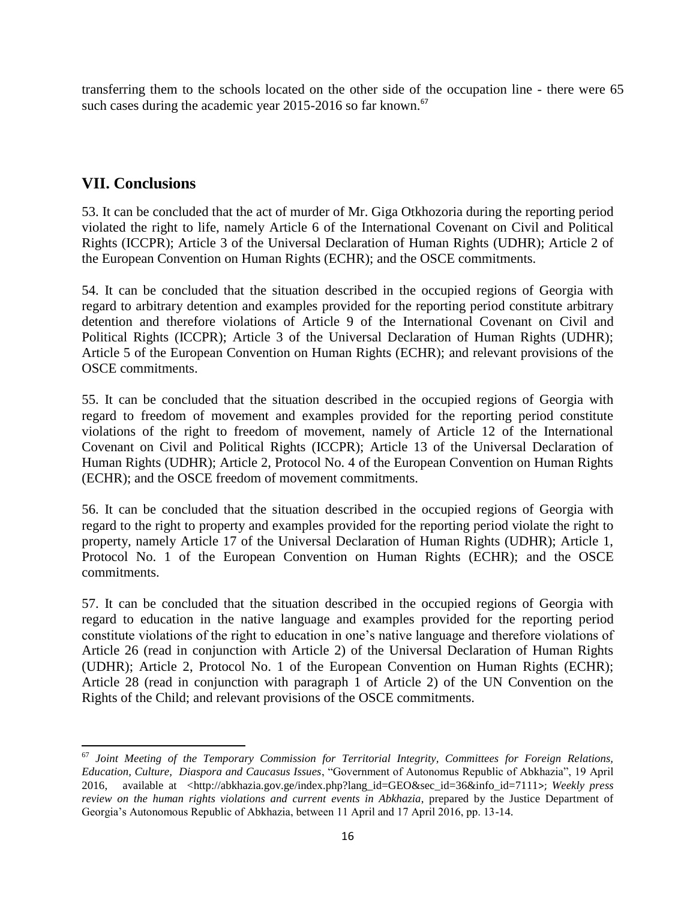transferring them to the schools located on the other side of the occupation line - there were 65 such cases during the academic year 2015-2016 so far known.[67]

## VII. Conclusions

53. It can be concluded that the act of murder of Mr. Giga Otkhozoria during the reporting period violated the right to life, namely Article 6 of the International Covenant on Civil and Political Rights (ICCPR); Article 3 of the Universal Declaration of Human Rights (UDHR); Article 2 of the European Convention on Human Rights (ECHR); and the OSCE commitments.

54. It can be concluded that the situation described in the occupied regions of Georgia with regard to arbitrary detention and examples provided for the reporting period constitute arbitrary detention and therefore violations of Article 9 of the International Covenant on Civil and Political Rights (ICCPR); Article 3 of the Universal Declaration of Human Rights (UDHR); Article 5 of the European Convention on Human Rights (ECHR); and relevant provisions of the OSCE commitments.

55. It can be concluded that the situation described in the occupied regions of Georgia with regard to freedom of movement and examples provided for the reporting period constitute violations of the right to freedom of movement, namely of Article 12 of the International Covenant on Civil and Political Rights (ICCPR); Article 13 of the Universal Declaration of Human Rights (UDHR); Article 2, Protocol No. 4 of the European Convention on Human Rights (ECHR); and the OSCE freedom of movement commitments.

56. It can be concluded that the situation described in the occupied regions of Georgia with regard to the right to property and examples provided for the reporting period violate the right to property, namely Article 17 of the Universal Declaration of Human Rights (UDHR); Article 1, Protocol No. 1 of the European Convention on Human Rights (ECHR); and the OSCE commitments.

57. It can be concluded that the situation described in the occupied regions of Georgia with regard to education in the native language and examples provided for the reporting period constitute violations of the right to education in one's native language and therefore violations of Article 26 (read in conjunction with Article 2) of the Universal Declaration of Human Rights (UDHR); Article 2, Protocol No. 1 of the European Convention on Human Rights (ECHR); Article 28 (read in conjunction with paragraph 1 of Article 2) of the UN Convention on the Rights of the Child; and relevant provisions of the OSCE commitments.

---

[67] *Joint Meeting of the Temporary Commission for Territorial Integrity, Committees for Foreign Relations, Education, Culture, Diaspora and Caucasus Issues*, "Government of Autonomus Republic of Abkhazia", 19 April 2016, available at <http://abkhazia.gov.ge/index.php?lang_id=GEO&sec_id=36&info_id=7111>; *Weekly press review on the human rights violations and current events in Abkhazia*, prepared by the Justice Department of Georgia's Autonomous Republic of Abkhazia, between 11 April and 17 April 2016, pp. 13-14.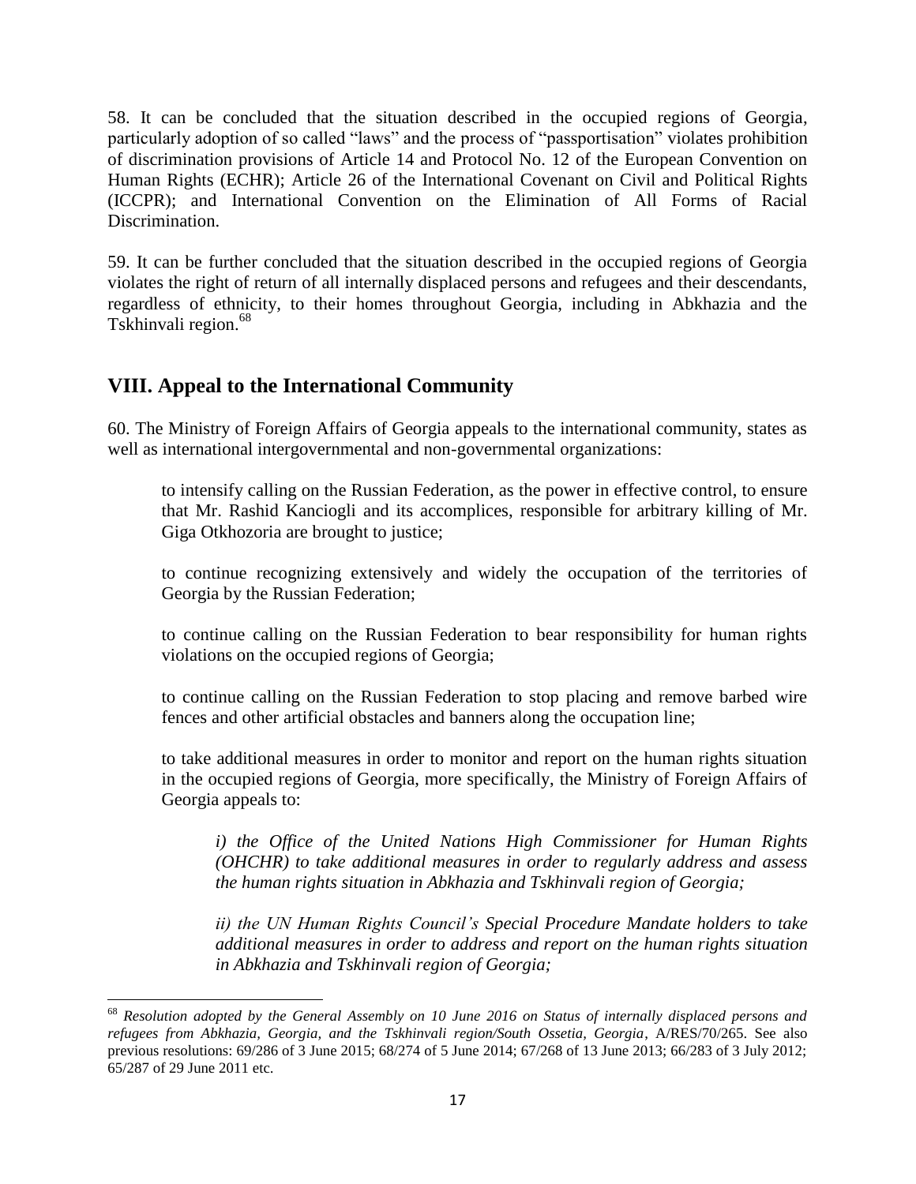58. It can be concluded that the situation described in the occupied regions of Georgia, particularly adoption of so called "laws" and the process of "passportisation" violates prohibition of discrimination provisions of Article 14 and Protocol No. 12 of the European Convention on Human Rights (ECHR); Article 26 of the International Covenant on Civil and Political Rights (ICCPR); and International Convention on the Elimination of All Forms of Racial Discrimination.

59. It can be further concluded that the situation described in the occupied regions of Georgia violates the right of return of all internally displaced persons and refugees and their descendants, regardless of ethnicity, to their homes throughout Georgia, including in Abkhazia and the Tskhinvali region.[68]

## VIII. Appeal to the International Community

60. The Ministry of Foreign Affairs of Georgia appeals to the international community, states as well as international intergovernmental and non-governmental organizations:

to intensify calling on the Russian Federation, as the power in effective control, to ensure that Mr. Rashid Kanciogli and its accomplices, responsible for arbitrary killing of Mr. Giga Otkhozoria are brought to justice;

to continue recognizing extensively and widely the occupation of the territories of Georgia by the Russian Federation;

to continue calling on the Russian Federation to bear responsibility for human rights violations on the occupied regions of Georgia;

to continue calling on the Russian Federation to stop placing and remove barbed wire fences and other artificial obstacles and banners along the occupation line;

to take additional measures in order to monitor and report on the human rights situation in the occupied regions of Georgia, more specifically, the Ministry of Foreign Affairs of Georgia appeals to:

*i) the Office of the United Nations High Commissioner for Human Rights (OHCHR) to take additional measures in order to regularly address and assess the human rights situation in Abkhazia and Tskhinvali region of Georgia;*

*ii) the UN Human Rights Council's Special Procedure Mandate holders to take additional measures in order to address and report on the human rights situation in Abkhazia and Tskhinvali region of Georgia;*

---

[68] *Resolution adopted by the General Assembly on 10 June 2016 on Status of internally displaced persons and refugees from Abkhazia, Georgia, and the Tskhinvali region/South Ossetia, Georgia*, A/RES/70/265. See also previous resolutions: 69/286 of 3 June 2015; 68/274 of 5 June 2014; 67/268 of 13 June 2013; 66/283 of 3 July 2012; 65/287 of 29 June 2011 etc.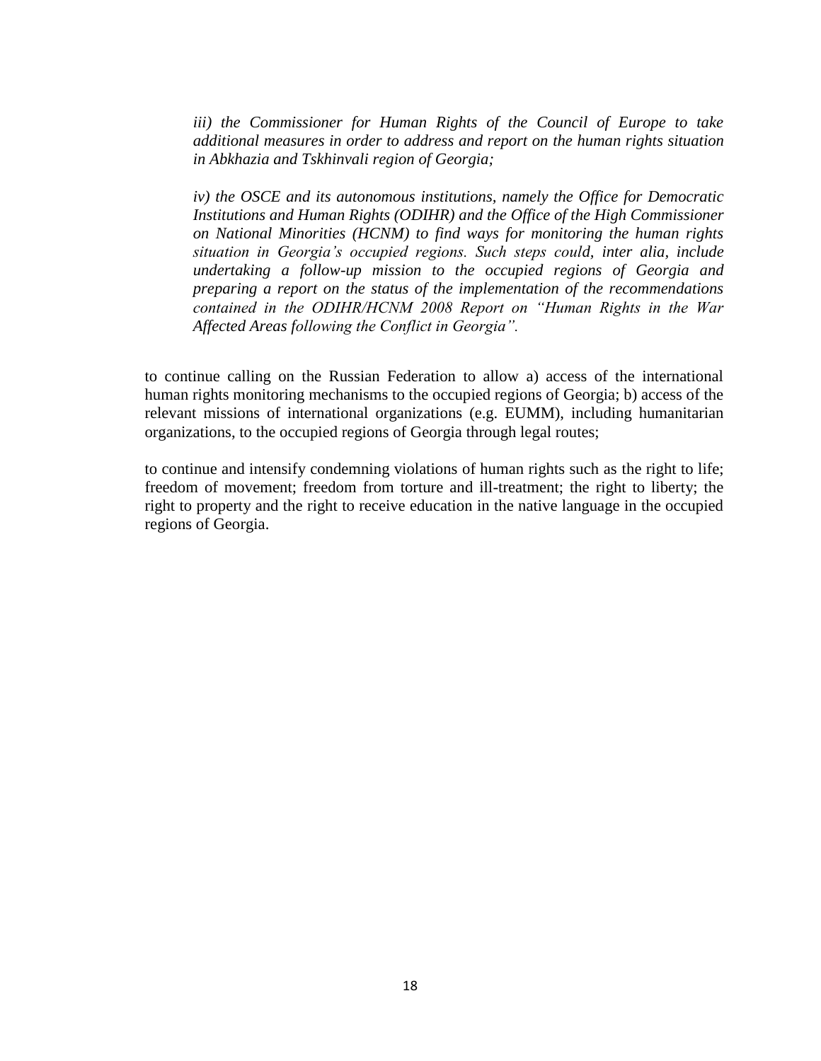*iii) the Commissioner for Human Rights of the Council of Europe to take additional measures in order to address and report on the human rights situation in Abkhazia and Tskhinvali region of Georgia;*

*iv) the OSCE and its autonomous institutions, namely the Office for Democratic Institutions and Human Rights (ODIHR) and the Office of the High Commissioner on National Minorities (HCNM) to find ways for monitoring the human rights situation in Georgia's occupied regions. Such steps could, inter alia, include undertaking a follow-up mission to the occupied regions of Georgia and preparing a report on the status of the implementation of the recommendations contained in the ODIHR/HCNM 2008 Report on "Human Rights in the War Affected Areas following the Conflict in Georgia".*

to continue calling on the Russian Federation to allow a) access of the international human rights monitoring mechanisms to the occupied regions of Georgia; b) access of the relevant missions of international organizations (e.g. EUMM), including humanitarian organizations, to the occupied regions of Georgia through legal routes;

to continue and intensify condemning violations of human rights such as the right to life; freedom of movement; freedom from torture and ill-treatment; the right to liberty; the right to property and the right to receive education in the native language in the occupied regions of Georgia.